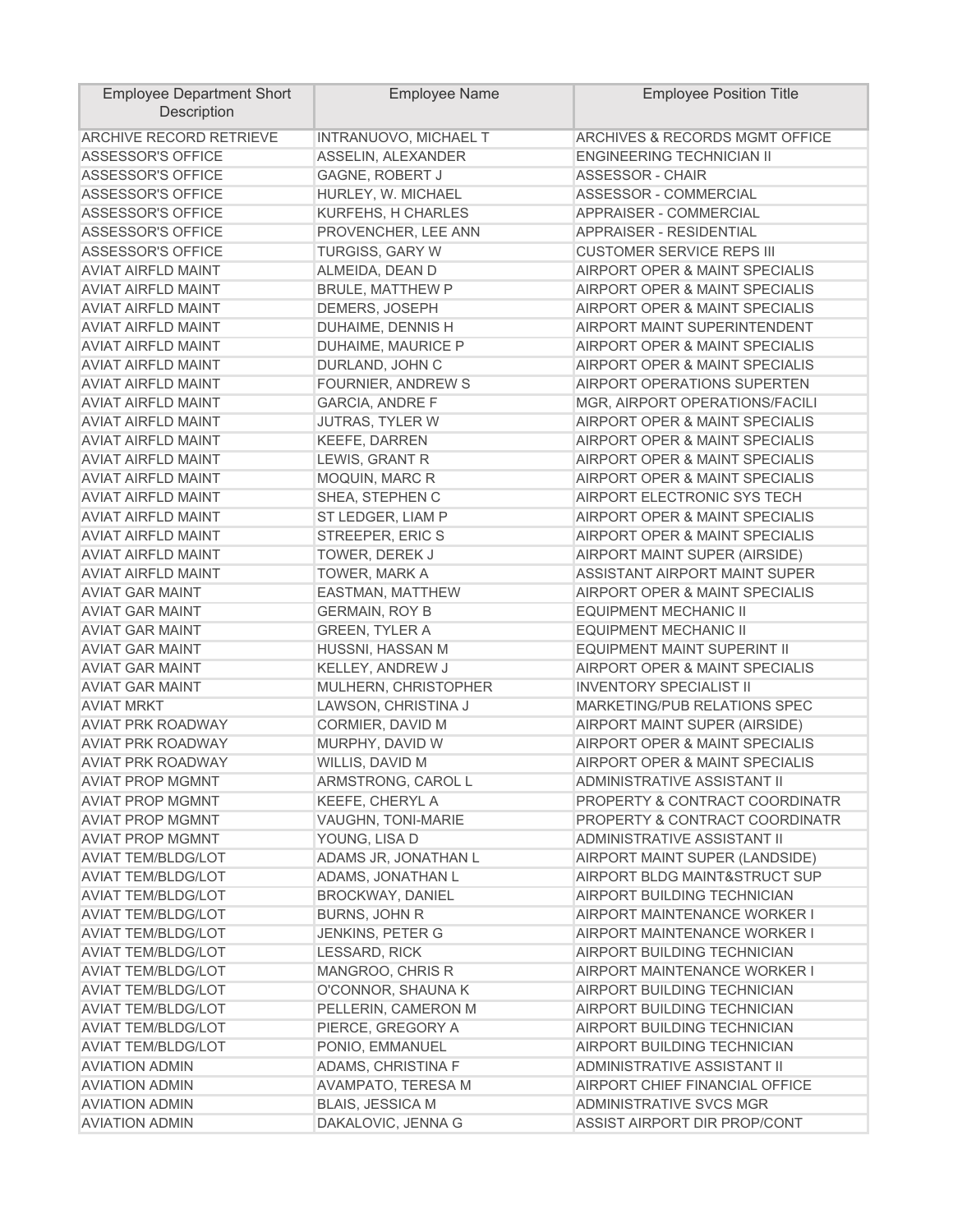| Employee Department Short Description | Employee Name | Employee Position Title |
|---|---|---|
| ARCHIVE RECORD RETRIEVE | INTRANUOVO, MICHAEL T | ARCHIVES & RECORDS MGMT OFFICE |
| ASSESSOR'S OFFICE | ASSELIN, ALEXANDER | ENGINEERING TECHNICIAN II |
| ASSESSOR'S OFFICE | GAGNE, ROBERT J | ASSESSOR - CHAIR |
| ASSESSOR'S OFFICE | HURLEY, W. MICHAEL | ASSESSOR - COMMERCIAL |
| ASSESSOR'S OFFICE | KURFEHS, H CHARLES | APPRAISER - COMMERCIAL |
| ASSESSOR'S OFFICE | PROVENCHER, LEE ANN | APPRAISER - RESIDENTIAL |
| ASSESSOR'S OFFICE | TURGISS, GARY W | CUSTOMER SERVICE REPS III |
| AVIAT AIRFLD MAINT | ALMEIDA, DEAN D | AIRPORT OPER & MAINT SPECIALIS |
| AVIAT AIRFLD MAINT | BRULE, MATTHEW P | AIRPORT OPER & MAINT SPECIALIS |
| AVIAT AIRFLD MAINT | DEMERS, JOSEPH | AIRPORT OPER & MAINT SPECIALIS |
| AVIAT AIRFLD MAINT | DUHAIME, DENNIS H | AIRPORT MAINT SUPERINTENDENT |
| AVIAT AIRFLD MAINT | DUHAIME, MAURICE P | AIRPORT OPER & MAINT SPECIALIS |
| AVIAT AIRFLD MAINT | DURLAND, JOHN C | AIRPORT OPER & MAINT SPECIALIS |
| AVIAT AIRFLD MAINT | FOURNIER, ANDREW S | AIRPORT OPERATIONS SUPERTEN |
| AVIAT AIRFLD MAINT | GARCIA, ANDRE F | MGR, AIRPORT OPERATIONS/FACILI |
| AVIAT AIRFLD MAINT | JUTRAS, TYLER W | AIRPORT OPER & MAINT SPECIALIS |
| AVIAT AIRFLD MAINT | KEEFE, DARREN | AIRPORT OPER & MAINT SPECIALIS |
| AVIAT AIRFLD MAINT | LEWIS, GRANT R | AIRPORT OPER & MAINT SPECIALIS |
| AVIAT AIRFLD MAINT | MOQUIN, MARC R | AIRPORT OPER & MAINT SPECIALIS |
| AVIAT AIRFLD MAINT | SHEA, STEPHEN C | AIRPORT ELECTRONIC SYS TECH |
| AVIAT AIRFLD MAINT | ST LEDGER, LIAM P | AIRPORT OPER & MAINT SPECIALIS |
| AVIAT AIRFLD MAINT | STREEPER, ERIC S | AIRPORT OPER & MAINT SPECIALIS |
| AVIAT AIRFLD MAINT | TOWER, DEREK J | AIRPORT MAINT SUPER (AIRSIDE) |
| AVIAT AIRFLD MAINT | TOWER, MARK A | ASSISTANT AIRPORT MAINT SUPER |
| AVIAT GAR MAINT | EASTMAN, MATTHEW | AIRPORT OPER & MAINT SPECIALIS |
| AVIAT GAR MAINT | GERMAIN, ROY B | EQUIPMENT MECHANIC II |
| AVIAT GAR MAINT | GREEN, TYLER A | EQUIPMENT MECHANIC II |
| AVIAT GAR MAINT | HUSSNI, HASSAN M | EQUIPMENT MAINT SUPERINT II |
| AVIAT GAR MAINT | KELLEY, ANDREW J | AIRPORT OPER & MAINT SPECIALIS |
| AVIAT GAR MAINT | MULHERN, CHRISTOPHER | INVENTORY SPECIALIST II |
| AVIAT MRKT | LAWSON, CHRISTINA J | MARKETING/PUB RELATIONS SPEC |
| AVIAT PRK ROADWAY | CORMIER, DAVID M | AIRPORT MAINT SUPER (AIRSIDE) |
| AVIAT PRK ROADWAY | MURPHY, DAVID W | AIRPORT OPER & MAINT SPECIALIS |
| AVIAT PRK ROADWAY | WILLIS, DAVID M | AIRPORT OPER & MAINT SPECIALIS |
| AVIAT PROP MGMNT | ARMSTRONG, CAROL L | ADMINISTRATIVE ASSISTANT II |
| AVIAT PROP MGMNT | KEEFE, CHERYL A | PROPERTY & CONTRACT COORDINATR |
| AVIAT PROP MGMNT | VAUGHN, TONI-MARIE | PROPERTY & CONTRACT COORDINATR |
| AVIAT PROP MGMNT | YOUNG, LISA D | ADMINISTRATIVE ASSISTANT II |
| AVIAT TEM/BLDG/LOT | ADAMS JR, JONATHAN L | AIRPORT MAINT SUPER (LANDSIDE) |
| AVIAT TEM/BLDG/LOT | ADAMS, JONATHAN L | AIRPORT BLDG MAINT&STRUCT SUP |
| AVIAT TEM/BLDG/LOT | BROCKWAY, DANIEL | AIRPORT BUILDING TECHNICIAN |
| AVIAT TEM/BLDG/LOT | BURNS, JOHN R | AIRPORT MAINTENANCE WORKER I |
| AVIAT TEM/BLDG/LOT | JENKINS, PETER G | AIRPORT MAINTENANCE WORKER I |
| AVIAT TEM/BLDG/LOT | LESSARD, RICK | AIRPORT BUILDING TECHNICIAN |
| AVIAT TEM/BLDG/LOT | MANGROO, CHRIS R | AIRPORT MAINTENANCE WORKER I |
| AVIAT TEM/BLDG/LOT | O'CONNOR, SHAUNA K | AIRPORT BUILDING TECHNICIAN |
| AVIAT TEM/BLDG/LOT | PELLERIN, CAMERON M | AIRPORT BUILDING TECHNICIAN |
| AVIAT TEM/BLDG/LOT | PIERCE, GREGORY A | AIRPORT BUILDING TECHNICIAN |
| AVIAT TEM/BLDG/LOT | PONIO, EMMANUEL | AIRPORT BUILDING TECHNICIAN |
| AVIATION ADMIN | ADAMS, CHRISTINA F | ADMINISTRATIVE ASSISTANT II |
| AVIATION ADMIN | AVAMPATO, TERESA M | AIRPORT CHIEF FINANCIAL OFFICE |
| AVIATION ADMIN | BLAIS, JESSICA M | ADMINISTRATIVE SVCS MGR |
| AVIATION ADMIN | DAKALOVIC, JENNA G | ASSIST AIRPORT DIR PROP/CONT |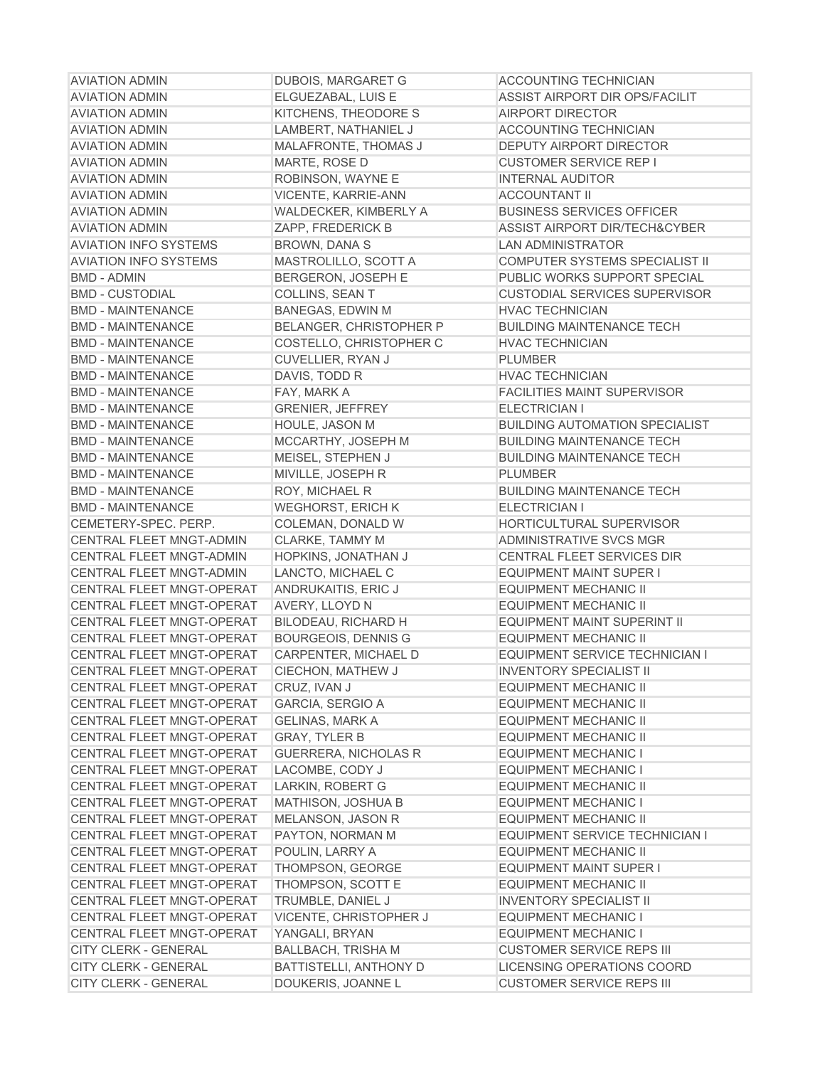| | | |
|---|---|---|
| AVIATION ADMIN | DUBOIS, MARGARET G | ACCOUNTING TECHNICIAN |
| AVIATION ADMIN | ELGUEZABAL, LUIS E | ASSIST AIRPORT DIR OPS/FACILIT |
| AVIATION ADMIN | KITCHENS, THEODORE S | AIRPORT DIRECTOR |
| AVIATION ADMIN | LAMBERT, NATHANIEL J | ACCOUNTING TECHNICIAN |
| AVIATION ADMIN | MALAFRONTE, THOMAS J | DEPUTY AIRPORT DIRECTOR |
| AVIATION ADMIN | MARTE, ROSE D | CUSTOMER SERVICE REP I |
| AVIATION ADMIN | ROBINSON, WAYNE E | INTERNAL AUDITOR |
| AVIATION ADMIN | VICENTE, KARRIE-ANN | ACCOUNTANT II |
| AVIATION ADMIN | WALDECKER, KIMBERLY A | BUSINESS SERVICES OFFICER |
| AVIATION ADMIN | ZAPP, FREDERICK B | ASSIST AIRPORT DIR/TECH&CYBER |
| AVIATION INFO SYSTEMS | BROWN, DANA S | LAN ADMINISTRATOR |
| AVIATION INFO SYSTEMS | MASTROLILLO, SCOTT A | COMPUTER SYSTEMS SPECIALIST II |
| BMD - ADMIN | BERGERON, JOSEPH E | PUBLIC WORKS SUPPORT SPECIAL |
| BMD - CUSTODIAL | COLLINS, SEAN T | CUSTODIAL SERVICES SUPERVISOR |
| BMD - MAINTENANCE | BANEGAS, EDWIN M | HVAC TECHNICIAN |
| BMD - MAINTENANCE | BELANGER, CHRISTOPHER P | BUILDING MAINTENANCE TECH |
| BMD - MAINTENANCE | COSTELLO, CHRISTOPHER C | HVAC TECHNICIAN |
| BMD - MAINTENANCE | CUVELLIER, RYAN J | PLUMBER |
| BMD - MAINTENANCE | DAVIS, TODD R | HVAC TECHNICIAN |
| BMD - MAINTENANCE | FAY, MARK A | FACILITIES MAINT SUPERVISOR |
| BMD - MAINTENANCE | GRENIER, JEFFREY | ELECTRICIAN I |
| BMD - MAINTENANCE | HOULE, JASON M | BUILDING AUTOMATION SPECIALIST |
| BMD - MAINTENANCE | MCCARTHY, JOSEPH M | BUILDING MAINTENANCE TECH |
| BMD - MAINTENANCE | MEISEL, STEPHEN J | BUILDING MAINTENANCE TECH |
| BMD - MAINTENANCE | MIVILLE, JOSEPH R | PLUMBER |
| BMD - MAINTENANCE | ROY, MICHAEL R | BUILDING MAINTENANCE TECH |
| BMD - MAINTENANCE | WEGHORST, ERICH K | ELECTRICIAN I |
| CEMETERY-SPEC. PERP. | COLEMAN, DONALD W | HORTICULTURAL SUPERVISOR |
| CENTRAL FLEET MNGT-ADMIN | CLARKE, TAMMY M | ADMINISTRATIVE SVCS MGR |
| CENTRAL FLEET MNGT-ADMIN | HOPKINS, JONATHAN J | CENTRAL FLEET SERVICES DIR |
| CENTRAL FLEET MNGT-ADMIN | LANCTO, MICHAEL C | EQUIPMENT MAINT SUPER I |
| CENTRAL FLEET MNGT-OPERAT | ANDRUKAITIS, ERIC J | EQUIPMENT MECHANIC II |
| CENTRAL FLEET MNGT-OPERAT | AVERY, LLOYD N | EQUIPMENT MECHANIC II |
| CENTRAL FLEET MNGT-OPERAT | BILODEAU, RICHARD H | EQUIPMENT MAINT SUPERINT II |
| CENTRAL FLEET MNGT-OPERAT | BOURGEOIS, DENNIS G | EQUIPMENT MECHANIC II |
| CENTRAL FLEET MNGT-OPERAT | CARPENTER, MICHAEL D | EQUIPMENT SERVICE TECHNICIAN I |
| CENTRAL FLEET MNGT-OPERAT | CIECHON, MATHEW J | INVENTORY SPECIALIST II |
| CENTRAL FLEET MNGT-OPERAT | CRUZ, IVAN J | EQUIPMENT MECHANIC II |
| CENTRAL FLEET MNGT-OPERAT | GARCIA, SERGIO A | EQUIPMENT MECHANIC II |
| CENTRAL FLEET MNGT-OPERAT | GELINAS, MARK A | EQUIPMENT MECHANIC II |
| CENTRAL FLEET MNGT-OPERAT | GRAY, TYLER B | EQUIPMENT MECHANIC II |
| CENTRAL FLEET MNGT-OPERAT | GUERRERA, NICHOLAS R | EQUIPMENT MECHANIC I |
| CENTRAL FLEET MNGT-OPERAT | LACOMBE, CODY J | EQUIPMENT MECHANIC I |
| CENTRAL FLEET MNGT-OPERAT | LARKIN, ROBERT G | EQUIPMENT MECHANIC II |
| CENTRAL FLEET MNGT-OPERAT | MATHISON, JOSHUA B | EQUIPMENT MECHANIC I |
| CENTRAL FLEET MNGT-OPERAT | MELANSON, JASON R | EQUIPMENT MECHANIC II |
| CENTRAL FLEET MNGT-OPERAT | PAYTON, NORMAN M | EQUIPMENT SERVICE TECHNICIAN I |
| CENTRAL FLEET MNGT-OPERAT | POULIN, LARRY A | EQUIPMENT MECHANIC II |
| CENTRAL FLEET MNGT-OPERAT | THOMPSON, GEORGE | EQUIPMENT MAINT SUPER I |
| CENTRAL FLEET MNGT-OPERAT | THOMPSON, SCOTT E | EQUIPMENT MECHANIC II |
| CENTRAL FLEET MNGT-OPERAT | TRUMBLE, DANIEL J | INVENTORY SPECIALIST II |
| CENTRAL FLEET MNGT-OPERAT | VICENTE, CHRISTOPHER J | EQUIPMENT MECHANIC I |
| CENTRAL FLEET MNGT-OPERAT | YANGALI, BRYAN | EQUIPMENT MECHANIC I |
| CITY CLERK - GENERAL | BALLBACH, TRISHA M | CUSTOMER SERVICE REPS III |
| CITY CLERK - GENERAL | BATTISTELLI, ANTHONY D | LICENSING OPERATIONS COORD |
| CITY CLERK - GENERAL | DOUKERIS, JOANNE L | CUSTOMER SERVICE REPS III |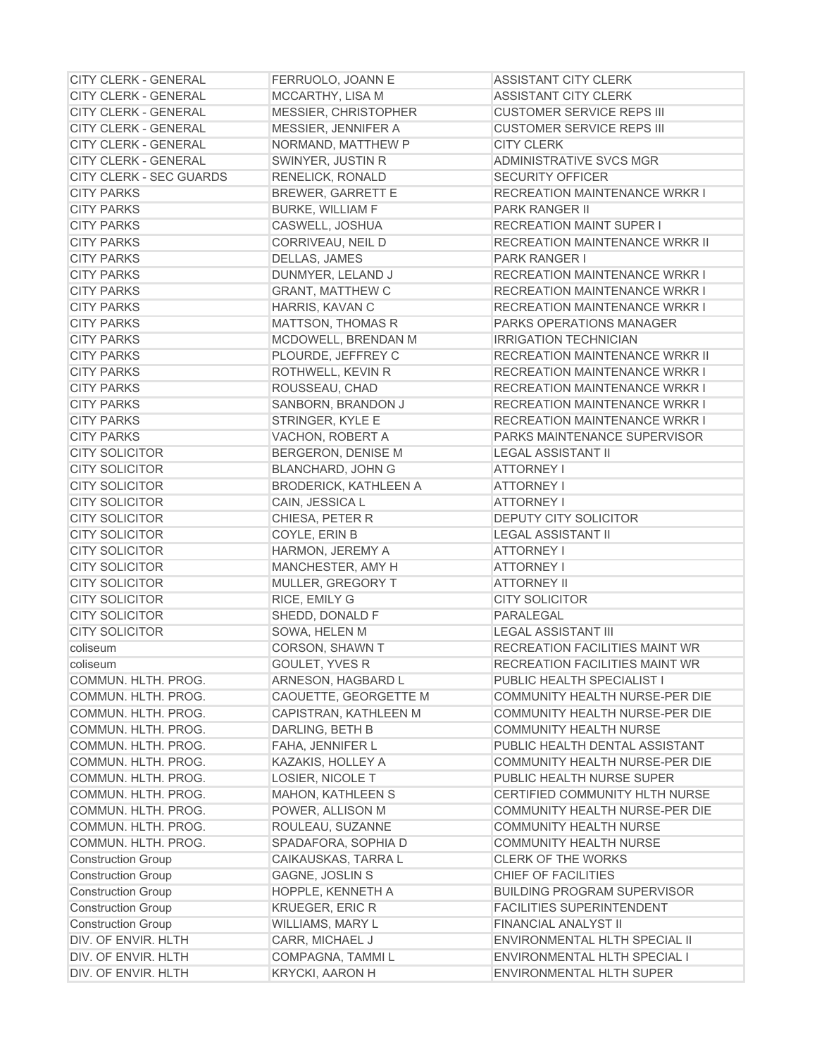| | | |
|---|---|---|
| CITY CLERK - GENERAL | FERRUOLO, JOANN E | ASSISTANT CITY CLERK |
| CITY CLERK - GENERAL | MCCARTHY, LISA M | ASSISTANT CITY CLERK |
| CITY CLERK - GENERAL | MESSIER, CHRISTOPHER | CUSTOMER SERVICE REPS III |
| CITY CLERK - GENERAL | MESSIER, JENNIFER A | CUSTOMER SERVICE REPS III |
| CITY CLERK - GENERAL | NORMAND, MATTHEW P | CITY CLERK |
| CITY CLERK - GENERAL | SWINYER, JUSTIN R | ADMINISTRATIVE SVCS MGR |
| CITY CLERK - SEC GUARDS | RENELICK, RONALD | SECURITY OFFICER |
| CITY PARKS | BREWER, GARRETT E | RECREATION MAINTENANCE WRKR I |
| CITY PARKS | BURKE, WILLIAM F | PARK RANGER II |
| CITY PARKS | CASWELL, JOSHUA | RECREATION MAINT SUPER I |
| CITY PARKS | CORRIVEAU, NEIL D | RECREATION MAINTENANCE WRKR II |
| CITY PARKS | DELLAS, JAMES | PARK RANGER I |
| CITY PARKS | DUNMYER, LELAND J | RECREATION MAINTENANCE WRKR I |
| CITY PARKS | GRANT, MATTHEW C | RECREATION MAINTENANCE WRKR I |
| CITY PARKS | HARRIS, KAVAN C | RECREATION MAINTENANCE WRKR I |
| CITY PARKS | MATTSON, THOMAS R | PARKS OPERATIONS MANAGER |
| CITY PARKS | MCDOWELL, BRENDAN M | IRRIGATION TECHNICIAN |
| CITY PARKS | PLOURDE, JEFFREY C | RECREATION MAINTENANCE WRKR II |
| CITY PARKS | ROTHWELL, KEVIN R | RECREATION MAINTENANCE WRKR I |
| CITY PARKS | ROUSSEAU, CHAD | RECREATION MAINTENANCE WRKR I |
| CITY PARKS | SANBORN, BRANDON J | RECREATION MAINTENANCE WRKR I |
| CITY PARKS | STRINGER, KYLE E | RECREATION MAINTENANCE WRKR I |
| CITY PARKS | VACHON, ROBERT A | PARKS MAINTENANCE SUPERVISOR |
| CITY SOLICITOR | BERGERON, DENISE M | LEGAL ASSISTANT II |
| CITY SOLICITOR | BLANCHARD, JOHN G | ATTORNEY I |
| CITY SOLICITOR | BRODERICK, KATHLEEN A | ATTORNEY I |
| CITY SOLICITOR | CAIN, JESSICA L | ATTORNEY I |
| CITY SOLICITOR | CHIESA, PETER R | DEPUTY CITY SOLICITOR |
| CITY SOLICITOR | COYLE, ERIN B | LEGAL ASSISTANT II |
| CITY SOLICITOR | HARMON, JEREMY A | ATTORNEY I |
| CITY SOLICITOR | MANCHESTER, AMY H | ATTORNEY I |
| CITY SOLICITOR | MULLER, GREGORY T | ATTORNEY II |
| CITY SOLICITOR | RICE, EMILY G | CITY SOLICITOR |
| CITY SOLICITOR | SHEDD, DONALD F | PARALEGAL |
| CITY SOLICITOR | SOWA, HELEN M | LEGAL ASSISTANT III |
| coliseum | CORSON, SHAWN T | RECREATION FACILITIES MAINT WR |
| coliseum | GOULET, YVES R | RECREATION FACILITIES MAINT WR |
| COMMUN. HLTH. PROG. | ARNESON, HAGBARD L | PUBLIC HEALTH SPECIALIST I |
| COMMUN. HLTH. PROG. | CAOUETTE, GEORGETTE M | COMMUNITY HEALTH NURSE-PER DIE |
| COMMUN. HLTH. PROG. | CAPISTRAN, KATHLEEN M | COMMUNITY HEALTH NURSE-PER DIE |
| COMMUN. HLTH. PROG. | DARLING, BETH B | COMMUNITY HEALTH NURSE |
| COMMUN. HLTH. PROG. | FAHA, JENNIFER L | PUBLIC HEALTH DENTAL ASSISTANT |
| COMMUN. HLTH. PROG. | KAZAKIS, HOLLEY A | COMMUNITY HEALTH NURSE-PER DIE |
| COMMUN. HLTH. PROG. | LOSIER, NICOLE T | PUBLIC HEALTH NURSE SUPER |
| COMMUN. HLTH. PROG. | MAHON, KATHLEEN S | CERTIFIED COMMUNITY HLTH NURSE |
| COMMUN. HLTH. PROG. | POWER, ALLISON M | COMMUNITY HEALTH NURSE-PER DIE |
| COMMUN. HLTH. PROG. | ROULEAU, SUZANNE | COMMUNITY HEALTH NURSE |
| COMMUN. HLTH. PROG. | SPADAFORA, SOPHIA D | COMMUNITY HEALTH NURSE |
| Construction Group | CAIKAUSKAS, TARRA L | CLERK OF THE WORKS |
| Construction Group | GAGNE, JOSLIN S | CHIEF OF FACILITIES |
| Construction Group | HOPPLE, KENNETH A | BUILDING PROGRAM SUPERVISOR |
| Construction Group | KRUEGER, ERIC R | FACILITIES SUPERINTENDENT |
| Construction Group | WILLIAMS, MARY L | FINANCIAL ANALYST II |
| DIV. OF ENVIR. HLTH | CARR, MICHAEL J | ENVIRONMENTAL HLTH SPECIAL II |
| DIV. OF ENVIR. HLTH | COMPAGNA, TAMMI L | ENVIRONMENTAL HLTH SPECIAL I |
| DIV. OF ENVIR. HLTH | KRYCKI, AARON H | ENVIRONMENTAL HLTH SUPER |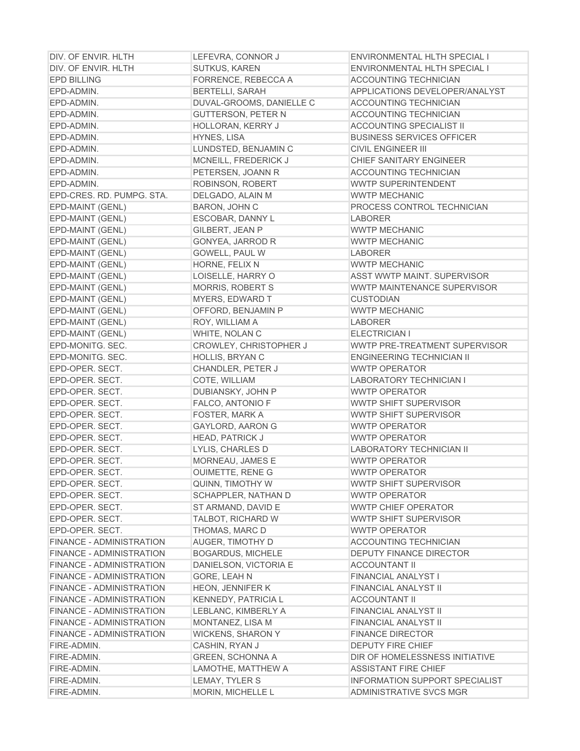| DIV. OF ENVIR. HLTH | LEFEVRA, CONNOR J | ENVIRONMENTAL HLTH SPECIAL I |
|---|---|---|
| DIV. OF ENVIR. HLTH | SUTKUS, KAREN | ENVIRONMENTAL HLTH SPECIAL I |
| EPD BILLING | FORRENCE, REBECCA A | ACCOUNTING TECHNICIAN |
| EPD-ADMIN. | BERTELLI, SARAH | APPLICATIONS DEVELOPER/ANALYST |
| EPD-ADMIN. | DUVAL-GROOMS, DANIELLE C | ACCOUNTING TECHNICIAN |
| EPD-ADMIN. | GUTTERSON, PETER N | ACCOUNTING TECHNICIAN |
| EPD-ADMIN. | HOLLORAN, KERRY J | ACCOUNTING SPECIALIST II |
| EPD-ADMIN. | HYNES, LISA | BUSINESS SERVICES OFFICER |
| EPD-ADMIN. | LUNDSTED, BENJAMIN C | CIVIL ENGINEER III |
| EPD-ADMIN. | MCNEILL, FREDERICK J | CHIEF SANITARY ENGINEER |
| EPD-ADMIN. | PETERSEN, JOANN R | ACCOUNTING TECHNICIAN |
| EPD-ADMIN. | ROBINSON, ROBERT | WWTP SUPERINTENDENT |
| EPD-CRES. RD. PUMPG. STA. | DELGADO, ALAIN M | WWTP MECHANIC |
| EPD-MAINT (GENL) | BARON, JOHN C | PROCESS CONTROL TECHNICIAN |
| EPD-MAINT (GENL) | ESCOBAR, DANNY L | LABORER |
| EPD-MAINT (GENL) | GILBERT, JEAN P | WWTP MECHANIC |
| EPD-MAINT (GENL) | GONYEA, JARROD R | WWTP MECHANIC |
| EPD-MAINT (GENL) | GOWELL, PAUL W | LABORER |
| EPD-MAINT (GENL) | HORNE, FELIX N | WWTP MECHANIC |
| EPD-MAINT (GENL) | LOISELLE, HARRY O | ASST WWTP MAINT. SUPERVISOR |
| EPD-MAINT (GENL) | MORRIS, ROBERT S | WWTP MAINTENANCE SUPERVISOR |
| EPD-MAINT (GENL) | MYERS, EDWARD T | CUSTODIAN |
| EPD-MAINT (GENL) | OFFORD, BENJAMIN P | WWTP MECHANIC |
| EPD-MAINT (GENL) | ROY, WILLIAM A | LABORER |
| EPD-MAINT (GENL) | WHITE, NOLAN C | ELECTRICIAN I |
| EPD-MONITG. SEC. | CROWLEY, CHRISTOPHER J | WWTP PRE-TREATMENT SUPERVISOR |
| EPD-MONITG. SEC. | HOLLIS, BRYAN C | ENGINEERING TECHNICIAN II |
| EPD-OPER. SECT. | CHANDLER, PETER J | WWTP OPERATOR |
| EPD-OPER. SECT. | COTE, WILLIAM | LABORATORY TECHNICIAN I |
| EPD-OPER. SECT. | DUBIANSKY, JOHN P | WWTP OPERATOR |
| EPD-OPER. SECT. | FALCO, ANTONIO F | WWTP SHIFT SUPERVISOR |
| EPD-OPER. SECT. | FOSTER, MARK A | WWTP SHIFT SUPERVISOR |
| EPD-OPER. SECT. | GAYLORD, AARON G | WWTP OPERATOR |
| EPD-OPER. SECT. | HEAD, PATRICK J | WWTP OPERATOR |
| EPD-OPER. SECT. | LYLIS, CHARLES D | LABORATORY TECHNICIAN II |
| EPD-OPER. SECT. | MORNEAU, JAMES E | WWTP OPERATOR |
| EPD-OPER. SECT. | OUIMETTE, RENE G | WWTP OPERATOR |
| EPD-OPER. SECT. | QUINN, TIMOTHY W | WWTP SHIFT SUPERVISOR |
| EPD-OPER. SECT. | SCHAPPLER, NATHAN D | WWTP OPERATOR |
| EPD-OPER. SECT. | ST ARMAND, DAVID E | WWTP CHIEF OPERATOR |
| EPD-OPER. SECT. | TALBOT, RICHARD W | WWTP SHIFT SUPERVISOR |
| EPD-OPER. SECT. | THOMAS, MARC D | WWTP OPERATOR |
| FINANCE - ADMINISTRATION | AUGER, TIMOTHY D | ACCOUNTING TECHNICIAN |
| FINANCE - ADMINISTRATION | BOGARDUS, MICHELE | DEPUTY FINANCE DIRECTOR |
| FINANCE - ADMINISTRATION | DANIELSON, VICTORIA E | ACCOUNTANT II |
| FINANCE - ADMINISTRATION | GORE, LEAH N | FINANCIAL ANALYST I |
| FINANCE - ADMINISTRATION | HEON, JENNIFER K | FINANCIAL ANALYST II |
| FINANCE - ADMINISTRATION | KENNEDY, PATRICIA L | ACCOUNTANT II |
| FINANCE - ADMINISTRATION | LEBLANC, KIMBERLY A | FINANCIAL ANALYST II |
| FINANCE - ADMINISTRATION | MONTANEZ, LISA M | FINANCIAL ANALYST II |
| FINANCE - ADMINISTRATION | WICKENS, SHARON Y | FINANCE DIRECTOR |
| FIRE-ADMIN. | CASHIN, RYAN J | DEPUTY FIRE CHIEF |
| FIRE-ADMIN. | GREEN, SCHONNA A | DIR OF HOMELESSNESS INITIATIVE |
| FIRE-ADMIN. | LAMOTHE, MATTHEW A | ASSISTANT FIRE CHIEF |
| FIRE-ADMIN. | LEMAY, TYLER S | INFORMATION SUPPORT SPECIALIST |
| FIRE-ADMIN. | MORIN, MICHELLE L | ADMINISTRATIVE SVCS MGR |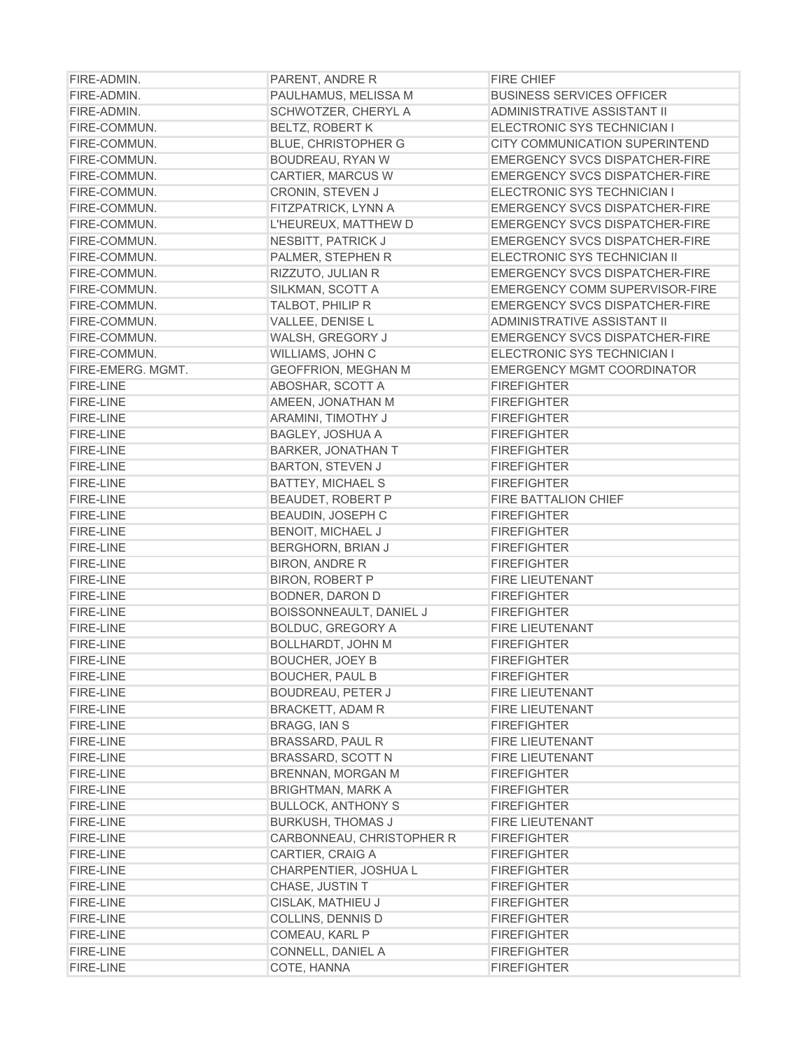| | | |
|---|---|---|
| FIRE-ADMIN. | PARENT, ANDRE R | FIRE CHIEF |
| FIRE-ADMIN. | PAULHAMUS, MELISSA M | BUSINESS SERVICES OFFICER |
| FIRE-ADMIN. | SCHWOTZER, CHERYL A | ADMINISTRATIVE ASSISTANT II |
| FIRE-COMMUN. | BELTZ, ROBERT K | ELECTRONIC SYS TECHNICIAN I |
| FIRE-COMMUN. | BLUE, CHRISTOPHER G | CITY COMMUNICATION SUPERINTEND |
| FIRE-COMMUN. | BOUDREAU, RYAN W | EMERGENCY SVCS DISPATCHER-FIRE |
| FIRE-COMMUN. | CARTIER, MARCUS W | EMERGENCY SVCS DISPATCHER-FIRE |
| FIRE-COMMUN. | CRONIN, STEVEN J | ELECTRONIC SYS TECHNICIAN I |
| FIRE-COMMUN. | FITZPATRICK, LYNN A | EMERGENCY SVCS DISPATCHER-FIRE |
| FIRE-COMMUN. | L'HEUREUX, MATTHEW D | EMERGENCY SVCS DISPATCHER-FIRE |
| FIRE-COMMUN. | NESBITT, PATRICK J | EMERGENCY SVCS DISPATCHER-FIRE |
| FIRE-COMMUN. | PALMER, STEPHEN R | ELECTRONIC SYS TECHNICIAN II |
| FIRE-COMMUN. | RIZZUTO, JULIAN R | EMERGENCY SVCS DISPATCHER-FIRE |
| FIRE-COMMUN. | SILKMAN, SCOTT A | EMERGENCY COMM SUPERVISOR-FIRE |
| FIRE-COMMUN. | TALBOT, PHILIP R | EMERGENCY SVCS DISPATCHER-FIRE |
| FIRE-COMMUN. | VALLEE, DENISE L | ADMINISTRATIVE ASSISTANT II |
| FIRE-COMMUN. | WALSH, GREGORY J | EMERGENCY SVCS DISPATCHER-FIRE |
| FIRE-COMMUN. | WILLIAMS, JOHN C | ELECTRONIC SYS TECHNICIAN I |
| FIRE-EMERG. MGMT. | GEOFFRION, MEGHAN M | EMERGENCY MGMT COORDINATOR |
| FIRE-LINE | ABOSHAR, SCOTT A | FIREFIGHTER |
| FIRE-LINE | AMEEN, JONATHAN M | FIREFIGHTER |
| FIRE-LINE | ARAMINI, TIMOTHY J | FIREFIGHTER |
| FIRE-LINE | BAGLEY, JOSHUA A | FIREFIGHTER |
| FIRE-LINE | BARKER, JONATHAN T | FIREFIGHTER |
| FIRE-LINE | BARTON, STEVEN J | FIREFIGHTER |
| FIRE-LINE | BATTEY, MICHAEL S | FIREFIGHTER |
| FIRE-LINE | BEAUDET, ROBERT P | FIRE BATTALION CHIEF |
| FIRE-LINE | BEAUDIN, JOSEPH C | FIREFIGHTER |
| FIRE-LINE | BENOIT, MICHAEL J | FIREFIGHTER |
| FIRE-LINE | BERGHORN, BRIAN J | FIREFIGHTER |
| FIRE-LINE | BIRON, ANDRE R | FIREFIGHTER |
| FIRE-LINE | BIRON, ROBERT P | FIRE LIEUTENANT |
| FIRE-LINE | BODNER, DARON D | FIREFIGHTER |
| FIRE-LINE | BOISSONNEAULT, DANIEL J | FIREFIGHTER |
| FIRE-LINE | BOLDUC, GREGORY A | FIRE LIEUTENANT |
| FIRE-LINE | BOLLHARDT, JOHN M | FIREFIGHTER |
| FIRE-LINE | BOUCHER, JOEY B | FIREFIGHTER |
| FIRE-LINE | BOUCHER, PAUL B | FIREFIGHTER |
| FIRE-LINE | BOUDREAU, PETER J | FIRE LIEUTENANT |
| FIRE-LINE | BRACKETT, ADAM R | FIRE LIEUTENANT |
| FIRE-LINE | BRAGG, IAN S | FIREFIGHTER |
| FIRE-LINE | BRASSARD, PAUL R | FIRE LIEUTENANT |
| FIRE-LINE | BRASSARD, SCOTT N | FIRE LIEUTENANT |
| FIRE-LINE | BRENNAN, MORGAN M | FIREFIGHTER |
| FIRE-LINE | BRIGHTMAN, MARK A | FIREFIGHTER |
| FIRE-LINE | BULLOCK, ANTHONY S | FIREFIGHTER |
| FIRE-LINE | BURKUSH, THOMAS J | FIRE LIEUTENANT |
| FIRE-LINE | CARBONNEAU, CHRISTOPHER R | FIREFIGHTER |
| FIRE-LINE | CARTIER, CRAIG A | FIREFIGHTER |
| FIRE-LINE | CHARPENTIER, JOSHUA L | FIREFIGHTER |
| FIRE-LINE | CHASE, JUSTIN T | FIREFIGHTER |
| FIRE-LINE | CISLAK, MATHIEU J | FIREFIGHTER |
| FIRE-LINE | COLLINS, DENNIS D | FIREFIGHTER |
| FIRE-LINE | COMEAU, KARL P | FIREFIGHTER |
| FIRE-LINE | CONNELL, DANIEL A | FIREFIGHTER |
| FIRE-LINE | COTE, HANNA | FIREFIGHTER |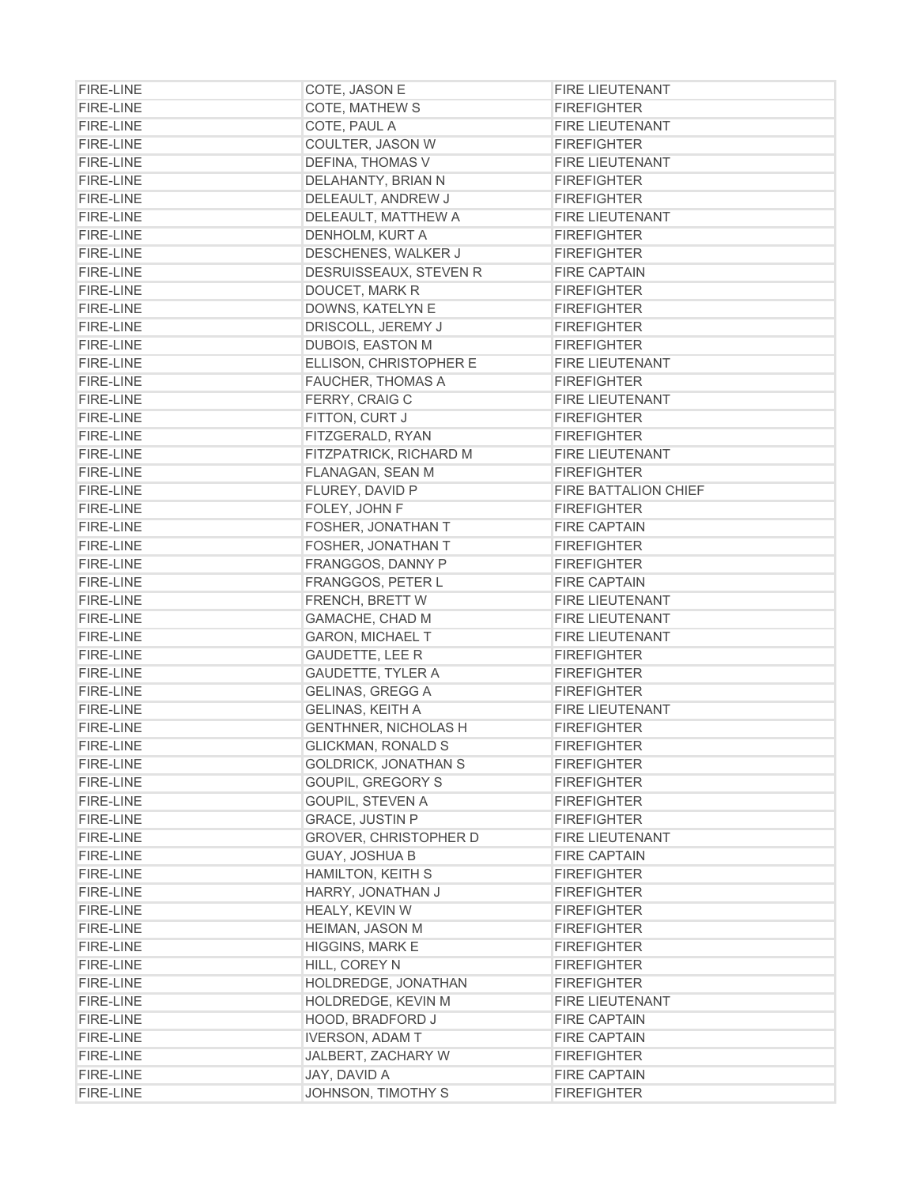| FIRE-LINE | COTE, JASON E | FIRE LIEUTENANT |
|---|---|---|
| FIRE-LINE | COTE, MATHEW S | FIREFIGHTER |
| FIRE-LINE | COTE, PAUL A | FIRE LIEUTENANT |
| FIRE-LINE | COULTER, JASON W | FIREFIGHTER |
| FIRE-LINE | DEFINA, THOMAS V | FIRE LIEUTENANT |
| FIRE-LINE | DELAHANTY, BRIAN N | FIREFIGHTER |
| FIRE-LINE | DELEAULT, ANDREW J | FIREFIGHTER |
| FIRE-LINE | DELEAULT, MATTHEW A | FIRE LIEUTENANT |
| FIRE-LINE | DENHOLM, KURT A | FIREFIGHTER |
| FIRE-LINE | DESCHENES, WALKER J | FIREFIGHTER |
| FIRE-LINE | DESRUISSEAUX, STEVEN R | FIRE CAPTAIN |
| FIRE-LINE | DOUCET, MARK R | FIREFIGHTER |
| FIRE-LINE | DOWNS, KATELYN E | FIREFIGHTER |
| FIRE-LINE | DRISCOLL, JEREMY J | FIREFIGHTER |
| FIRE-LINE | DUBOIS, EASTON M | FIREFIGHTER |
| FIRE-LINE | ELLISON, CHRISTOPHER E | FIRE LIEUTENANT |
| FIRE-LINE | FAUCHER, THOMAS A | FIREFIGHTER |
| FIRE-LINE | FERRY, CRAIG C | FIRE LIEUTENANT |
| FIRE-LINE | FITTON, CURT J | FIREFIGHTER |
| FIRE-LINE | FITZGERALD, RYAN | FIREFIGHTER |
| FIRE-LINE | FITZPATRICK, RICHARD M | FIRE LIEUTENANT |
| FIRE-LINE | FLANAGAN, SEAN M | FIREFIGHTER |
| FIRE-LINE | FLUREY, DAVID P | FIRE BATTALION CHIEF |
| FIRE-LINE | FOLEY, JOHN F | FIREFIGHTER |
| FIRE-LINE | FOSHER, JONATHAN T | FIRE CAPTAIN |
| FIRE-LINE | FOSHER, JONATHAN T | FIREFIGHTER |
| FIRE-LINE | FRANGGOS, DANNY P | FIREFIGHTER |
| FIRE-LINE | FRANGGOS, PETER L | FIRE CAPTAIN |
| FIRE-LINE | FRENCH, BRETT W | FIRE LIEUTENANT |
| FIRE-LINE | GAMACHE, CHAD M | FIRE LIEUTENANT |
| FIRE-LINE | GARON, MICHAEL T | FIRE LIEUTENANT |
| FIRE-LINE | GAUDETTE, LEE R | FIREFIGHTER |
| FIRE-LINE | GAUDETTE, TYLER A | FIREFIGHTER |
| FIRE-LINE | GELINAS, GREGG A | FIREFIGHTER |
| FIRE-LINE | GELINAS, KEITH A | FIRE LIEUTENANT |
| FIRE-LINE | GENTHNER, NICHOLAS H | FIREFIGHTER |
| FIRE-LINE | GLICKMAN, RONALD S | FIREFIGHTER |
| FIRE-LINE | GOLDRICK, JONATHAN S | FIREFIGHTER |
| FIRE-LINE | GOUPIL, GREGORY S | FIREFIGHTER |
| FIRE-LINE | GOUPIL, STEVEN A | FIREFIGHTER |
| FIRE-LINE | GRACE, JUSTIN P | FIREFIGHTER |
| FIRE-LINE | GROVER, CHRISTOPHER D | FIRE LIEUTENANT |
| FIRE-LINE | GUAY, JOSHUA B | FIRE CAPTAIN |
| FIRE-LINE | HAMILTON, KEITH S | FIREFIGHTER |
| FIRE-LINE | HARRY, JONATHAN J | FIREFIGHTER |
| FIRE-LINE | HEALY, KEVIN W | FIREFIGHTER |
| FIRE-LINE | HEIMAN, JASON M | FIREFIGHTER |
| FIRE-LINE | HIGGINS, MARK E | FIREFIGHTER |
| FIRE-LINE | HILL, COREY N | FIREFIGHTER |
| FIRE-LINE | HOLDREDGE, JONATHAN | FIREFIGHTER |
| FIRE-LINE | HOLDREDGE, KEVIN M | FIRE LIEUTENANT |
| FIRE-LINE | HOOD, BRADFORD J | FIRE CAPTAIN |
| FIRE-LINE | IVERSON, ADAM T | FIRE CAPTAIN |
| FIRE-LINE | JALBERT, ZACHARY W | FIREFIGHTER |
| FIRE-LINE | JAY, DAVID A | FIRE CAPTAIN |
| FIRE-LINE | JOHNSON, TIMOTHY S | FIREFIGHTER |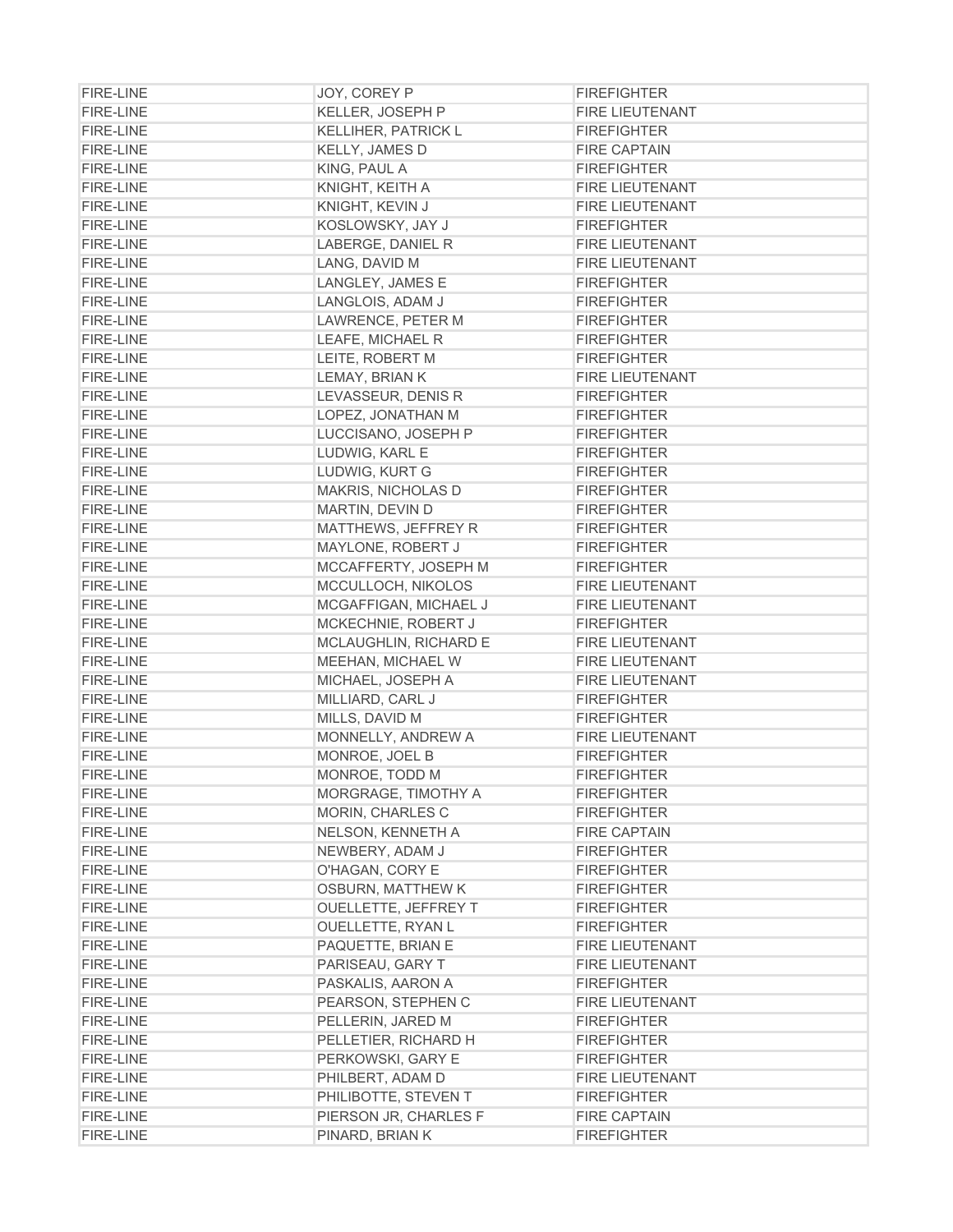| FIRE-LINE | JOY, COREY P | FIREFIGHTER |
|---|---|---|
| FIRE-LINE | KELLER, JOSEPH P | FIRE LIEUTENANT |
| FIRE-LINE | KELLIHER, PATRICK L | FIREFIGHTER |
| FIRE-LINE | KELLY, JAMES D | FIRE CAPTAIN |
| FIRE-LINE | KING, PAUL A | FIREFIGHTER |
| FIRE-LINE | KNIGHT, KEITH A | FIRE LIEUTENANT |
| FIRE-LINE | KNIGHT, KEVIN J | FIRE LIEUTENANT |
| FIRE-LINE | KOSLOWSKY, JAY J | FIREFIGHTER |
| FIRE-LINE | LABERGE, DANIEL R | FIRE LIEUTENANT |
| FIRE-LINE | LANG, DAVID M | FIRE LIEUTENANT |
| FIRE-LINE | LANGLEY, JAMES E | FIREFIGHTER |
| FIRE-LINE | LANGLOIS, ADAM J | FIREFIGHTER |
| FIRE-LINE | LAWRENCE, PETER M | FIREFIGHTER |
| FIRE-LINE | LEAFE, MICHAEL R | FIREFIGHTER |
| FIRE-LINE | LEITE, ROBERT M | FIREFIGHTER |
| FIRE-LINE | LEMAY, BRIAN K | FIRE LIEUTENANT |
| FIRE-LINE | LEVASSEUR, DENIS R | FIREFIGHTER |
| FIRE-LINE | LOPEZ, JONATHAN M | FIREFIGHTER |
| FIRE-LINE | LUCCISANO, JOSEPH P | FIREFIGHTER |
| FIRE-LINE | LUDWIG, KARL E | FIREFIGHTER |
| FIRE-LINE | LUDWIG, KURT G | FIREFIGHTER |
| FIRE-LINE | MAKRIS, NICHOLAS D | FIREFIGHTER |
| FIRE-LINE | MARTIN, DEVIN D | FIREFIGHTER |
| FIRE-LINE | MATTHEWS, JEFFREY R | FIREFIGHTER |
| FIRE-LINE | MAYLONE, ROBERT J | FIREFIGHTER |
| FIRE-LINE | MCCAFFERTY, JOSEPH M | FIREFIGHTER |
| FIRE-LINE | MCCULLOCH, NIKOLOS | FIRE LIEUTENANT |
| FIRE-LINE | MCGAFFIGAN, MICHAEL J | FIRE LIEUTENANT |
| FIRE-LINE | MCKECHNIE, ROBERT J | FIREFIGHTER |
| FIRE-LINE | MCLAUGHLIN, RICHARD E | FIRE LIEUTENANT |
| FIRE-LINE | MEEHAN, MICHAEL W | FIRE LIEUTENANT |
| FIRE-LINE | MICHAEL, JOSEPH A | FIRE LIEUTENANT |
| FIRE-LINE | MILLIARD, CARL J | FIREFIGHTER |
| FIRE-LINE | MILLS, DAVID M | FIREFIGHTER |
| FIRE-LINE | MONNELLY, ANDREW A | FIRE LIEUTENANT |
| FIRE-LINE | MONROE, JOEL B | FIREFIGHTER |
| FIRE-LINE | MONROE, TODD M | FIREFIGHTER |
| FIRE-LINE | MORGRAGE, TIMOTHY A | FIREFIGHTER |
| FIRE-LINE | MORIN, CHARLES C | FIREFIGHTER |
| FIRE-LINE | NELSON, KENNETH A | FIRE CAPTAIN |
| FIRE-LINE | NEWBERY, ADAM J | FIREFIGHTER |
| FIRE-LINE | O'HAGAN, CORY E | FIREFIGHTER |
| FIRE-LINE | OSBURN, MATTHEW K | FIREFIGHTER |
| FIRE-LINE | OUELLETTE, JEFFREY T | FIREFIGHTER |
| FIRE-LINE | OUELLETTE, RYAN L | FIREFIGHTER |
| FIRE-LINE | PAQUETTE, BRIAN E | FIRE LIEUTENANT |
| FIRE-LINE | PARISEAU, GARY T | FIRE LIEUTENANT |
| FIRE-LINE | PASKALIS, AARON A | FIREFIGHTER |
| FIRE-LINE | PEARSON, STEPHEN C | FIRE LIEUTENANT |
| FIRE-LINE | PELLERIN, JARED M | FIREFIGHTER |
| FIRE-LINE | PELLETIER, RICHARD H | FIREFIGHTER |
| FIRE-LINE | PERKOWSKI, GARY E | FIREFIGHTER |
| FIRE-LINE | PHILBERT, ADAM D | FIRE LIEUTENANT |
| FIRE-LINE | PHILIBOTTE, STEVEN T | FIREFIGHTER |
| FIRE-LINE | PIERSON JR, CHARLES F | FIRE CAPTAIN |
| FIRE-LINE | PINARD, BRIAN K | FIREFIGHTER |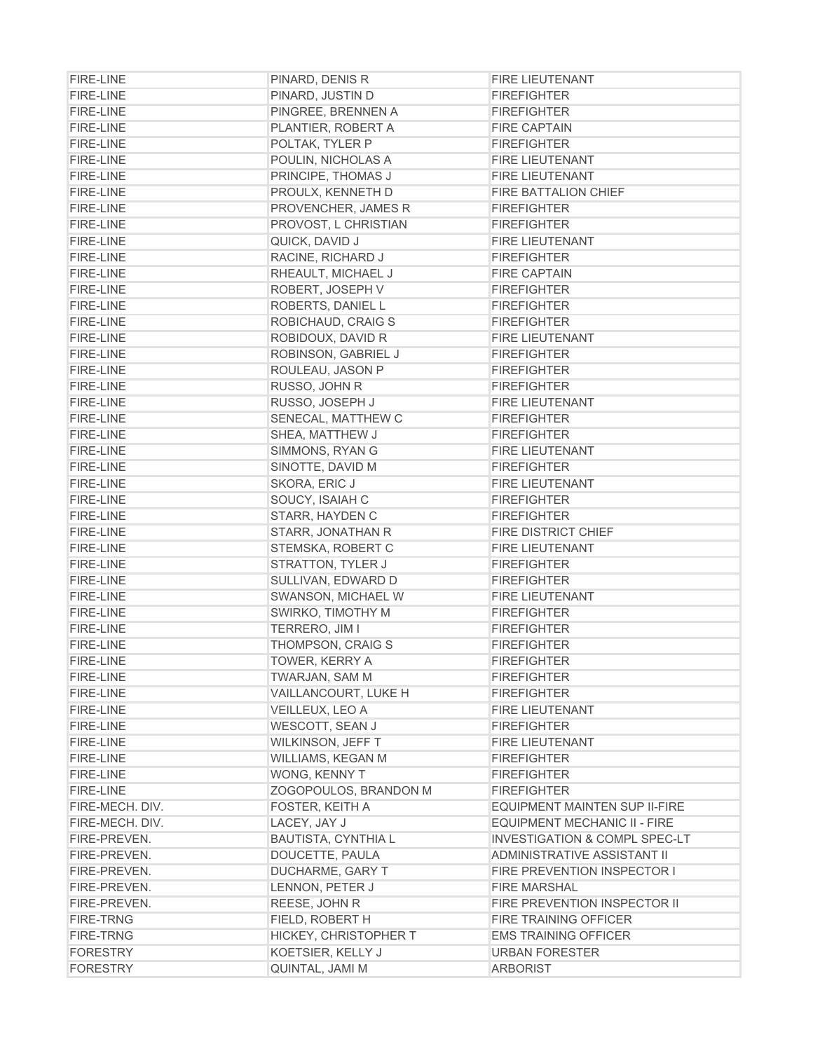| | | |
|---|---|---|
| FIRE-LINE | PINARD, DENIS R | FIRE LIEUTENANT |
| FIRE-LINE | PINARD, JUSTIN D | FIREFIGHTER |
| FIRE-LINE | PINGREE, BRENNEN A | FIREFIGHTER |
| FIRE-LINE | PLANTIER, ROBERT A | FIRE CAPTAIN |
| FIRE-LINE | POLTAK, TYLER P | FIREFIGHTER |
| FIRE-LINE | POULIN, NICHOLAS A | FIRE LIEUTENANT |
| FIRE-LINE | PRINCIPE, THOMAS J | FIRE LIEUTENANT |
| FIRE-LINE | PROULX, KENNETH D | FIRE BATTALION CHIEF |
| FIRE-LINE | PROVENCHER, JAMES R | FIREFIGHTER |
| FIRE-LINE | PROVOST, L CHRISTIAN | FIREFIGHTER |
| FIRE-LINE | QUICK, DAVID J | FIRE LIEUTENANT |
| FIRE-LINE | RACINE, RICHARD J | FIREFIGHTER |
| FIRE-LINE | RHEAULT, MICHAEL J | FIRE CAPTAIN |
| FIRE-LINE | ROBERT, JOSEPH V | FIREFIGHTER |
| FIRE-LINE | ROBERTS, DANIEL L | FIREFIGHTER |
| FIRE-LINE | ROBICHAUD, CRAIG S | FIREFIGHTER |
| FIRE-LINE | ROBIDOUX, DAVID R | FIRE LIEUTENANT |
| FIRE-LINE | ROBINSON, GABRIEL J | FIREFIGHTER |
| FIRE-LINE | ROULEAU, JASON P | FIREFIGHTER |
| FIRE-LINE | RUSSO, JOHN R | FIREFIGHTER |
| FIRE-LINE | RUSSO, JOSEPH J | FIRE LIEUTENANT |
| FIRE-LINE | SENECAL, MATTHEW C | FIREFIGHTER |
| FIRE-LINE | SHEA, MATTHEW J | FIREFIGHTER |
| FIRE-LINE | SIMMONS, RYAN G | FIRE LIEUTENANT |
| FIRE-LINE | SINOTTE, DAVID M | FIREFIGHTER |
| FIRE-LINE | SKORA, ERIC J | FIRE LIEUTENANT |
| FIRE-LINE | SOUCY, ISAIAH C | FIREFIGHTER |
| FIRE-LINE | STARR, HAYDEN C | FIREFIGHTER |
| FIRE-LINE | STARR, JONATHAN R | FIRE DISTRICT CHIEF |
| FIRE-LINE | STEMSKA, ROBERT C | FIRE LIEUTENANT |
| FIRE-LINE | STRATTON, TYLER J | FIREFIGHTER |
| FIRE-LINE | SULLIVAN, EDWARD D | FIREFIGHTER |
| FIRE-LINE | SWANSON, MICHAEL W | FIRE LIEUTENANT |
| FIRE-LINE | SWIRKO, TIMOTHY M | FIREFIGHTER |
| FIRE-LINE | TERRERO, JIM I | FIREFIGHTER |
| FIRE-LINE | THOMPSON, CRAIG S | FIREFIGHTER |
| FIRE-LINE | TOWER, KERRY A | FIREFIGHTER |
| FIRE-LINE | TWARJAN, SAM M | FIREFIGHTER |
| FIRE-LINE | VAILLANCOURT, LUKE H | FIREFIGHTER |
| FIRE-LINE | VEILLEUX, LEO A | FIRE LIEUTENANT |
| FIRE-LINE | WESCOTT, SEAN J | FIREFIGHTER |
| FIRE-LINE | WILKINSON, JEFF T | FIRE LIEUTENANT |
| FIRE-LINE | WILLIAMS, KEGAN M | FIREFIGHTER |
| FIRE-LINE | WONG, KENNY T | FIREFIGHTER |
| FIRE-LINE | ZOGOPOULOS, BRANDON M | FIREFIGHTER |
| FIRE-MECH. DIV. | FOSTER, KEITH A | EQUIPMENT MAINTEN SUP II-FIRE |
| FIRE-MECH. DIV. | LACEY, JAY J | EQUIPMENT MECHANIC II - FIRE |
| FIRE-PREVEN. | BAUTISTA, CYNTHIA L | INVESTIGATION & COMPL SPEC-LT |
| FIRE-PREVEN. | DOUCETTE, PAULA | ADMINISTRATIVE ASSISTANT II |
| FIRE-PREVEN. | DUCHARME, GARY T | FIRE PREVENTION INSPECTOR I |
| FIRE-PREVEN. | LENNON, PETER J | FIRE MARSHAL |
| FIRE-PREVEN. | REESE, JOHN R | FIRE PREVENTION INSPECTOR II |
| FIRE-TRNG | FIELD, ROBERT H | FIRE TRAINING OFFICER |
| FIRE-TRNG | HICKEY, CHRISTOPHER T | EMS TRAINING OFFICER |
| FORESTRY | KOETSIER, KELLY J | URBAN FORESTER |
| FORESTRY | QUINTAL, JAMI M | ARBORIST |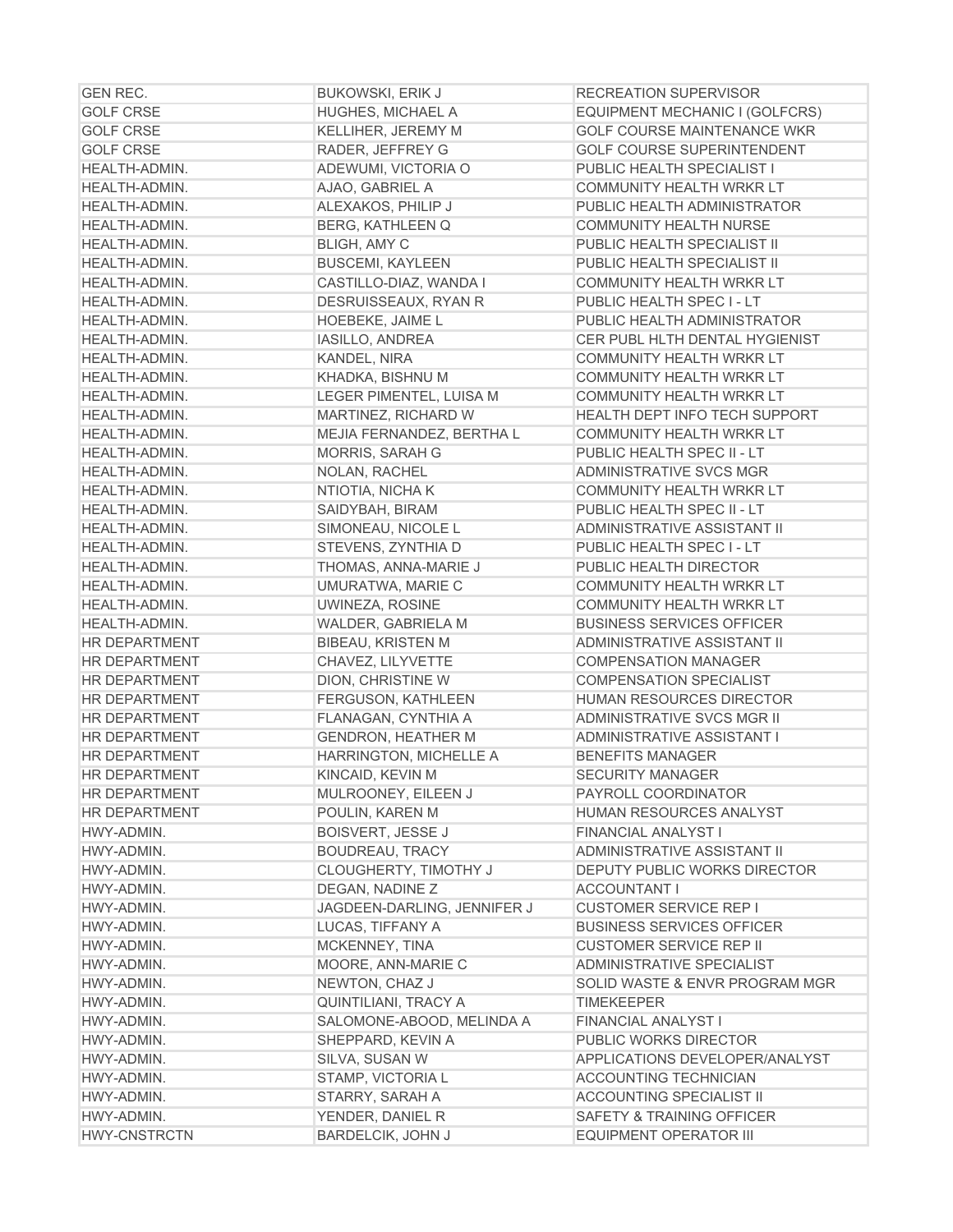| | | |
|---|---|---|
| GEN REC. | BUKOWSKI, ERIK J | RECREATION SUPERVISOR |
| GOLF CRSE | HUGHES, MICHAEL A | EQUIPMENT MECHANIC I (GOLFCRS) |
| GOLF CRSE | KELLIHER, JEREMY M | GOLF COURSE MAINTENANCE WKR |
| GOLF CRSE | RADER, JEFFREY G | GOLF COURSE SUPERINTENDENT |
| HEALTH-ADMIN. | ADEWUMI, VICTORIA O | PUBLIC HEALTH SPECIALIST I |
| HEALTH-ADMIN. | AJAO, GABRIEL A | COMMUNITY HEALTH WRKR LT |
| HEALTH-ADMIN. | ALEXAKOS, PHILIP J | PUBLIC HEALTH ADMINISTRATOR |
| HEALTH-ADMIN. | BERG, KATHLEEN Q | COMMUNITY HEALTH NURSE |
| HEALTH-ADMIN. | BLIGH, AMY C | PUBLIC HEALTH SPECIALIST II |
| HEALTH-ADMIN. | BUSCEMI, KAYLEEN | PUBLIC HEALTH SPECIALIST II |
| HEALTH-ADMIN. | CASTILLO-DIAZ, WANDA I | COMMUNITY HEALTH WRKR LT |
| HEALTH-ADMIN. | DESRUISSEAUX, RYAN R | PUBLIC HEALTH SPEC I - LT |
| HEALTH-ADMIN. | HOEBEKE, JAIME L | PUBLIC HEALTH ADMINISTRATOR |
| HEALTH-ADMIN. | IASILLO, ANDREA | CER PUBL HLTH DENTAL HYGIENIST |
| HEALTH-ADMIN. | KANDEL, NIRA | COMMUNITY HEALTH WRKR LT |
| HEALTH-ADMIN. | KHADKA, BISHNU M | COMMUNITY HEALTH WRKR LT |
| HEALTH-ADMIN. | LEGER PIMENTEL, LUISA M | COMMUNITY HEALTH WRKR LT |
| HEALTH-ADMIN. | MARTINEZ, RICHARD W | HEALTH DEPT INFO TECH SUPPORT |
| HEALTH-ADMIN. | MEJIA FERNANDEZ, BERTHA L | COMMUNITY HEALTH WRKR LT |
| HEALTH-ADMIN. | MORRIS, SARAH G | PUBLIC HEALTH SPEC II - LT |
| HEALTH-ADMIN. | NOLAN, RACHEL | ADMINISTRATIVE SVCS MGR |
| HEALTH-ADMIN. | NTIOTIA, NICHA K | COMMUNITY HEALTH WRKR LT |
| HEALTH-ADMIN. | SAIDYBAH, BIRAM | PUBLIC HEALTH SPEC II - LT |
| HEALTH-ADMIN. | SIMONEAU, NICOLE L | ADMINISTRATIVE ASSISTANT II |
| HEALTH-ADMIN. | STEVENS, ZYNTHIA D | PUBLIC HEALTH SPEC I - LT |
| HEALTH-ADMIN. | THOMAS, ANNA-MARIE J | PUBLIC HEALTH DIRECTOR |
| HEALTH-ADMIN. | UMURATWA, MARIE C | COMMUNITY HEALTH WRKR LT |
| HEALTH-ADMIN. | UWINEZA, ROSINE | COMMUNITY HEALTH WRKR LT |
| HEALTH-ADMIN. | WALDER, GABRIELA M | BUSINESS SERVICES OFFICER |
| HR DEPARTMENT | BIBEAU, KRISTEN M | ADMINISTRATIVE ASSISTANT II |
| HR DEPARTMENT | CHAVEZ, LILYVETTE | COMPENSATION MANAGER |
| HR DEPARTMENT | DION, CHRISTINE W | COMPENSATION SPECIALIST |
| HR DEPARTMENT | FERGUSON, KATHLEEN | HUMAN RESOURCES DIRECTOR |
| HR DEPARTMENT | FLANAGAN, CYNTHIA A | ADMINISTRATIVE SVCS MGR II |
| HR DEPARTMENT | GENDRON, HEATHER M | ADMINISTRATIVE ASSISTANT I |
| HR DEPARTMENT | HARRINGTON, MICHELLE A | BENEFITS MANAGER |
| HR DEPARTMENT | KINCAID, KEVIN M | SECURITY MANAGER |
| HR DEPARTMENT | MULROONEY, EILEEN J | PAYROLL COORDINATOR |
| HR DEPARTMENT | POULIN, KAREN M | HUMAN RESOURCES ANALYST |
| HWY-ADMIN. | BOISVERT, JESSE J | FINANCIAL ANALYST I |
| HWY-ADMIN. | BOUDREAU, TRACY | ADMINISTRATIVE ASSISTANT II |
| HWY-ADMIN. | CLOUGHERTY, TIMOTHY J | DEPUTY PUBLIC WORKS DIRECTOR |
| HWY-ADMIN. | DEGAN, NADINE Z | ACCOUNTANT I |
| HWY-ADMIN. | JAGDEEN-DARLING, JENNIFER J | CUSTOMER SERVICE REP I |
| HWY-ADMIN. | LUCAS, TIFFANY A | BUSINESS SERVICES OFFICER |
| HWY-ADMIN. | MCKENNEY, TINA | CUSTOMER SERVICE REP II |
| HWY-ADMIN. | MOORE, ANN-MARIE C | ADMINISTRATIVE SPECIALIST |
| HWY-ADMIN. | NEWTON, CHAZ J | SOLID WASTE & ENVR PROGRAM MGR |
| HWY-ADMIN. | QUINTILIANI, TRACY A | TIMEKEEPER |
| HWY-ADMIN. | SALOMONE-ABOOD, MELINDA A | FINANCIAL ANALYST I |
| HWY-ADMIN. | SHEPPARD, KEVIN A | PUBLIC WORKS DIRECTOR |
| HWY-ADMIN. | SILVA, SUSAN W | APPLICATIONS DEVELOPER/ANALYST |
| HWY-ADMIN. | STAMP, VICTORIA L | ACCOUNTING TECHNICIAN |
| HWY-ADMIN. | STARRY, SARAH A | ACCOUNTING SPECIALIST II |
| HWY-ADMIN. | YENDER, DANIEL R | SAFETY & TRAINING OFFICER |
| HWY-CNSTRCTN | BARDELCIK, JOHN J | EQUIPMENT OPERATOR III |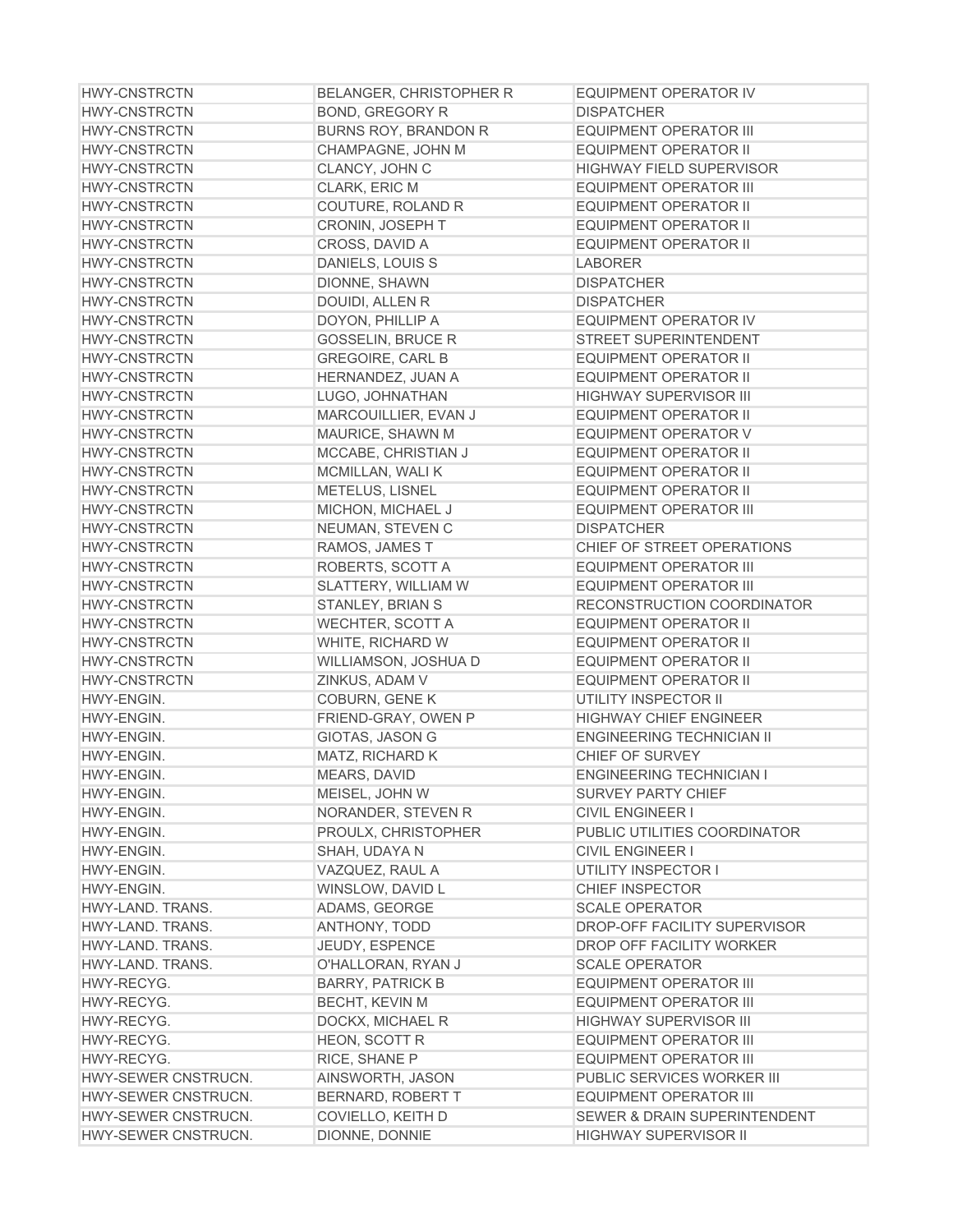| | | |
|---|---|---|
| HWY-CNSTRCTN | BELANGER, CHRISTOPHER R | EQUIPMENT OPERATOR IV |
| HWY-CNSTRCTN | BOND, GREGORY R | DISPATCHER |
| HWY-CNSTRCTN | BURNS ROY, BRANDON R | EQUIPMENT OPERATOR III |
| HWY-CNSTRCTN | CHAMPAGNE, JOHN M | EQUIPMENT OPERATOR II |
| HWY-CNSTRCTN | CLANCY, JOHN C | HIGHWAY FIELD SUPERVISOR |
| HWY-CNSTRCTN | CLARK, ERIC M | EQUIPMENT OPERATOR III |
| HWY-CNSTRCTN | COUTURE, ROLAND R | EQUIPMENT OPERATOR II |
| HWY-CNSTRCTN | CRONIN, JOSEPH T | EQUIPMENT OPERATOR II |
| HWY-CNSTRCTN | CROSS, DAVID A | EQUIPMENT OPERATOR II |
| HWY-CNSTRCTN | DANIELS, LOUIS S | LABORER |
| HWY-CNSTRCTN | DIONNE, SHAWN | DISPATCHER |
| HWY-CNSTRCTN | DOUIDI, ALLEN R | DISPATCHER |
| HWY-CNSTRCTN | DOYON, PHILLIP A | EQUIPMENT OPERATOR IV |
| HWY-CNSTRCTN | GOSSELIN, BRUCE R | STREET SUPERINTENDENT |
| HWY-CNSTRCTN | GREGOIRE, CARL B | EQUIPMENT OPERATOR II |
| HWY-CNSTRCTN | HERNANDEZ, JUAN A | EQUIPMENT OPERATOR II |
| HWY-CNSTRCTN | LUGO, JOHNATHAN | HIGHWAY SUPERVISOR III |
| HWY-CNSTRCTN | MARCOUILLIER, EVAN J | EQUIPMENT OPERATOR II |
| HWY-CNSTRCTN | MAURICE, SHAWN M | EQUIPMENT OPERATOR V |
| HWY-CNSTRCTN | MCCABE, CHRISTIAN J | EQUIPMENT OPERATOR II |
| HWY-CNSTRCTN | MCMILLAN, WALI K | EQUIPMENT OPERATOR II |
| HWY-CNSTRCTN | METELUS, LISNEL | EQUIPMENT OPERATOR II |
| HWY-CNSTRCTN | MICHON, MICHAEL J | EQUIPMENT OPERATOR III |
| HWY-CNSTRCTN | NEUMAN, STEVEN C | DISPATCHER |
| HWY-CNSTRCTN | RAMOS, JAMES T | CHIEF OF STREET OPERATIONS |
| HWY-CNSTRCTN | ROBERTS, SCOTT A | EQUIPMENT OPERATOR III |
| HWY-CNSTRCTN | SLATTERY, WILLIAM W | EQUIPMENT OPERATOR III |
| HWY-CNSTRCTN | STANLEY, BRIAN S | RECONSTRUCTION COORDINATOR |
| HWY-CNSTRCTN | WECHTER, SCOTT A | EQUIPMENT OPERATOR II |
| HWY-CNSTRCTN | WHITE, RICHARD W | EQUIPMENT OPERATOR II |
| HWY-CNSTRCTN | WILLIAMSON, JOSHUA D | EQUIPMENT OPERATOR II |
| HWY-CNSTRCTN | ZINKUS, ADAM V | EQUIPMENT OPERATOR II |
| HWY-ENGIN. | COBURN, GENE K | UTILITY INSPECTOR II |
| HWY-ENGIN. | FRIEND-GRAY, OWEN P | HIGHWAY CHIEF ENGINEER |
| HWY-ENGIN. | GIOTAS, JASON G | ENGINEERING TECHNICIAN II |
| HWY-ENGIN. | MATZ, RICHARD K | CHIEF OF SURVEY |
| HWY-ENGIN. | MEARS, DAVID | ENGINEERING TECHNICIAN I |
| HWY-ENGIN. | MEISEL, JOHN W | SURVEY PARTY CHIEF |
| HWY-ENGIN. | NORANDER, STEVEN R | CIVIL ENGINEER I |
| HWY-ENGIN. | PROULX, CHRISTOPHER | PUBLIC UTILITIES COORDINATOR |
| HWY-ENGIN. | SHAH, UDAYA N | CIVIL ENGINEER I |
| HWY-ENGIN. | VAZQUEZ, RAUL A | UTILITY INSPECTOR I |
| HWY-ENGIN. | WINSLOW, DAVID L | CHIEF INSPECTOR |
| HWY-LAND. TRANS. | ADAMS, GEORGE | SCALE OPERATOR |
| HWY-LAND. TRANS. | ANTHONY, TODD | DROP-OFF FACILITY SUPERVISOR |
| HWY-LAND. TRANS. | JEUDY, ESPENCE | DROP OFF FACILITY WORKER |
| HWY-LAND. TRANS. | O'HALLORAN, RYAN J | SCALE OPERATOR |
| HWY-RECYG. | BARRY, PATRICK B | EQUIPMENT OPERATOR III |
| HWY-RECYG. | BECHT, KEVIN M | EQUIPMENT OPERATOR III |
| HWY-RECYG. | DOCKX, MICHAEL R | HIGHWAY SUPERVISOR III |
| HWY-RECYG. | HEON, SCOTT R | EQUIPMENT OPERATOR III |
| HWY-RECYG. | RICE, SHANE P | EQUIPMENT OPERATOR III |
| HWY-SEWER CNSTRUCN. | AINSWORTH, JASON | PUBLIC SERVICES WORKER III |
| HWY-SEWER CNSTRUCN. | BERNARD, ROBERT T | EQUIPMENT OPERATOR III |
| HWY-SEWER CNSTRUCN. | COVIELLO, KEITH D | SEWER & DRAIN SUPERINTENDENT |
| HWY-SEWER CNSTRUCN. | DIONNE, DONNIE | HIGHWAY SUPERVISOR II |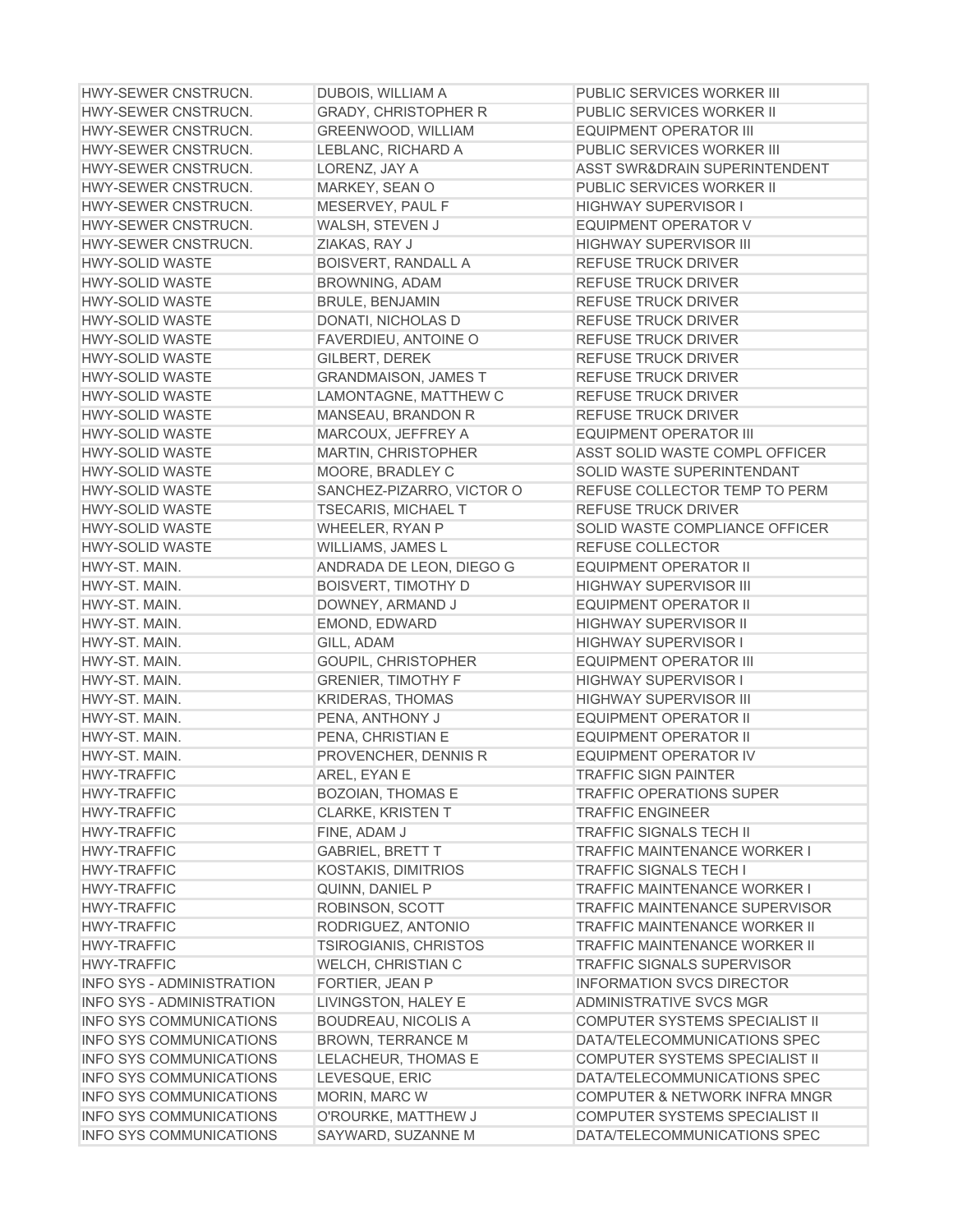| | | |
|---|---|---|
| HWY-SEWER CNSTRUCN. | DUBOIS, WILLIAM A | PUBLIC SERVICES WORKER III |
| HWY-SEWER CNSTRUCN. | GRADY, CHRISTOPHER R | PUBLIC SERVICES WORKER II |
| HWY-SEWER CNSTRUCN. | GREENWOOD, WILLIAM | EQUIPMENT OPERATOR III |
| HWY-SEWER CNSTRUCN. | LEBLANC, RICHARD A | PUBLIC SERVICES WORKER III |
| HWY-SEWER CNSTRUCN. | LORENZ, JAY A | ASST SWR&DRAIN SUPERINTENDENT |
| HWY-SEWER CNSTRUCN. | MARKEY, SEAN O | PUBLIC SERVICES WORKER II |
| HWY-SEWER CNSTRUCN. | MESERVEY, PAUL F | HIGHWAY SUPERVISOR I |
| HWY-SEWER CNSTRUCN. | WALSH, STEVEN J | EQUIPMENT OPERATOR V |
| HWY-SEWER CNSTRUCN. | ZIAKAS, RAY J | HIGHWAY SUPERVISOR III |
| HWY-SOLID WASTE | BOISVERT, RANDALL A | REFUSE TRUCK DRIVER |
| HWY-SOLID WASTE | BROWNING, ADAM | REFUSE TRUCK DRIVER |
| HWY-SOLID WASTE | BRULE, BENJAMIN | REFUSE TRUCK DRIVER |
| HWY-SOLID WASTE | DONATI, NICHOLAS D | REFUSE TRUCK DRIVER |
| HWY-SOLID WASTE | FAVERDIEU, ANTOINE O | REFUSE TRUCK DRIVER |
| HWY-SOLID WASTE | GILBERT, DEREK | REFUSE TRUCK DRIVER |
| HWY-SOLID WASTE | GRANDMAISON, JAMES T | REFUSE TRUCK DRIVER |
| HWY-SOLID WASTE | LAMONTAGNE, MATTHEW C | REFUSE TRUCK DRIVER |
| HWY-SOLID WASTE | MANSEAU, BRANDON R | REFUSE TRUCK DRIVER |
| HWY-SOLID WASTE | MARCOUX, JEFFREY A | EQUIPMENT OPERATOR III |
| HWY-SOLID WASTE | MARTIN, CHRISTOPHER | ASST SOLID WASTE COMPL OFFICER |
| HWY-SOLID WASTE | MOORE, BRADLEY C | SOLID WASTE SUPERINTENDANT |
| HWY-SOLID WASTE | SANCHEZ-PIZARRO, VICTOR O | REFUSE COLLECTOR TEMP TO PERM |
| HWY-SOLID WASTE | TSECARIS, MICHAEL T | REFUSE TRUCK DRIVER |
| HWY-SOLID WASTE | WHEELER, RYAN P | SOLID WASTE COMPLIANCE OFFICER |
| HWY-SOLID WASTE | WILLIAMS, JAMES L | REFUSE COLLECTOR |
| HWY-ST. MAIN. | ANDRADA DE LEON, DIEGO G | EQUIPMENT OPERATOR II |
| HWY-ST. MAIN. | BOISVERT, TIMOTHY D | HIGHWAY SUPERVISOR III |
| HWY-ST. MAIN. | DOWNEY, ARMAND J | EQUIPMENT OPERATOR II |
| HWY-ST. MAIN. | EMOND, EDWARD | HIGHWAY SUPERVISOR II |
| HWY-ST. MAIN. | GILL, ADAM | HIGHWAY SUPERVISOR I |
| HWY-ST. MAIN. | GOUPIL, CHRISTOPHER | EQUIPMENT OPERATOR III |
| HWY-ST. MAIN. | GRENIER, TIMOTHY F | HIGHWAY SUPERVISOR I |
| HWY-ST. MAIN. | KRIDERAS, THOMAS | HIGHWAY SUPERVISOR III |
| HWY-ST. MAIN. | PENA, ANTHONY J | EQUIPMENT OPERATOR II |
| HWY-ST. MAIN. | PENA, CHRISTIAN E | EQUIPMENT OPERATOR II |
| HWY-ST. MAIN. | PROVENCHER, DENNIS R | EQUIPMENT OPERATOR IV |
| HWY-TRAFFIC | AREL, EYAN E | TRAFFIC SIGN PAINTER |
| HWY-TRAFFIC | BOZOIAN, THOMAS E | TRAFFIC OPERATIONS SUPER |
| HWY-TRAFFIC | CLARKE, KRISTEN T | TRAFFIC ENGINEER |
| HWY-TRAFFIC | FINE, ADAM J | TRAFFIC SIGNALS TECH II |
| HWY-TRAFFIC | GABRIEL, BRETT T | TRAFFIC MAINTENANCE WORKER I |
| HWY-TRAFFIC | KOSTAKIS, DIMITRIOS | TRAFFIC SIGNALS TECH I |
| HWY-TRAFFIC | QUINN, DANIEL P | TRAFFIC MAINTENANCE WORKER I |
| HWY-TRAFFIC | ROBINSON, SCOTT | TRAFFIC MAINTENANCE SUPERVISOR |
| HWY-TRAFFIC | RODRIGUEZ, ANTONIO | TRAFFIC MAINTENANCE WORKER II |
| HWY-TRAFFIC | TSIROGIANIS, CHRISTOS | TRAFFIC MAINTENANCE WORKER II |
| HWY-TRAFFIC | WELCH, CHRISTIAN C | TRAFFIC SIGNALS SUPERVISOR |
| INFO SYS - ADMINISTRATION | FORTIER, JEAN P | INFORMATION SVCS DIRECTOR |
| INFO SYS - ADMINISTRATION | LIVINGSTON, HALEY E | ADMINISTRATIVE SVCS MGR |
| INFO SYS COMMUNICATIONS | BOUDREAU, NICOLIS A | COMPUTER SYSTEMS SPECIALIST II |
| INFO SYS COMMUNICATIONS | BROWN, TERRANCE M | DATA/TELECOMMUNICATIONS SPEC |
| INFO SYS COMMUNICATIONS | LELACHEUR, THOMAS E | COMPUTER SYSTEMS SPECIALIST II |
| INFO SYS COMMUNICATIONS | LEVESQUE, ERIC | DATA/TELECOMMUNICATIONS SPEC |
| INFO SYS COMMUNICATIONS | MORIN, MARC W | COMPUTER & NETWORK INFRA MNGR |
| INFO SYS COMMUNICATIONS | O'ROURKE, MATTHEW J | COMPUTER SYSTEMS SPECIALIST II |
| INFO SYS COMMUNICATIONS | SAYWARD, SUZANNE M | DATA/TELECOMMUNICATIONS SPEC |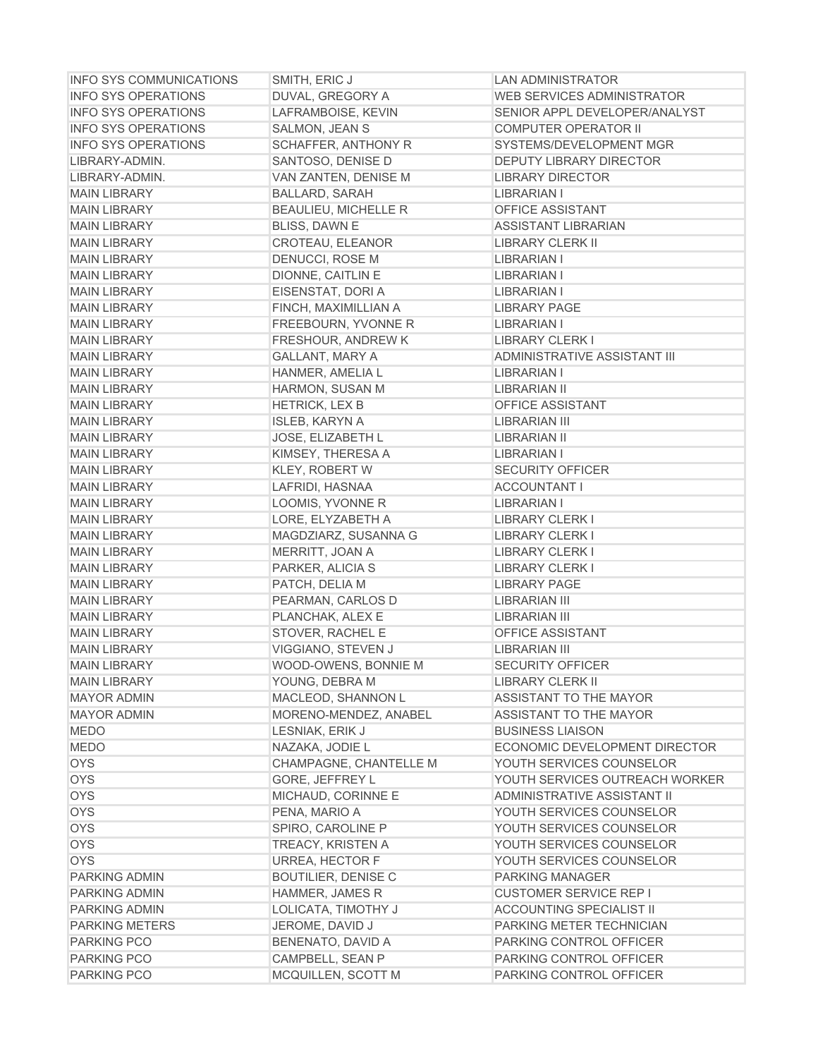| | | |
|---|---|---|
| INFO SYS COMMUNICATIONS | SMITH, ERIC J | LAN ADMINISTRATOR |
| INFO SYS OPERATIONS | DUVAL, GREGORY A | WEB SERVICES ADMINISTRATOR |
| INFO SYS OPERATIONS | LAFRAMBOISE, KEVIN | SENIOR APPL DEVELOPER/ANALYST |
| INFO SYS OPERATIONS | SALMON, JEAN S | COMPUTER OPERATOR II |
| INFO SYS OPERATIONS | SCHAFFER, ANTHONY R | SYSTEMS/DEVELOPMENT MGR |
| LIBRARY-ADMIN. | SANTOSO, DENISE D | DEPUTY LIBRARY DIRECTOR |
| LIBRARY-ADMIN. | VAN ZANTEN, DENISE M | LIBRARY DIRECTOR |
| MAIN LIBRARY | BALLARD, SARAH | LIBRARIAN I |
| MAIN LIBRARY | BEAULIEU, MICHELLE R | OFFICE ASSISTANT |
| MAIN LIBRARY | BLISS, DAWN E | ASSISTANT LIBRARIAN |
| MAIN LIBRARY | CROTEAU, ELEANOR | LIBRARY CLERK II |
| MAIN LIBRARY | DENUCCI, ROSE M | LIBRARIAN I |
| MAIN LIBRARY | DIONNE, CAITLIN E | LIBRARIAN I |
| MAIN LIBRARY | EISENSTAT, DORI A | LIBRARIAN I |
| MAIN LIBRARY | FINCH, MAXIMILLIAN A | LIBRARY PAGE |
| MAIN LIBRARY | FREEBOURN, YVONNE R | LIBRARIAN I |
| MAIN LIBRARY | FRESHOUR, ANDREW K | LIBRARY CLERK I |
| MAIN LIBRARY | GALLANT, MARY A | ADMINISTRATIVE ASSISTANT III |
| MAIN LIBRARY | HANMER, AMELIA L | LIBRARIAN I |
| MAIN LIBRARY | HARMON, SUSAN M | LIBRARIAN II |
| MAIN LIBRARY | HETRICK, LEX B | OFFICE ASSISTANT |
| MAIN LIBRARY | ISLEB, KARYN A | LIBRARIAN III |
| MAIN LIBRARY | JOSE, ELIZABETH L | LIBRARIAN II |
| MAIN LIBRARY | KIMSEY, THERESA A | LIBRARIAN I |
| MAIN LIBRARY | KLEY, ROBERT W | SECURITY OFFICER |
| MAIN LIBRARY | LAFRIDI, HASNAA | ACCOUNTANT I |
| MAIN LIBRARY | LOOMIS, YVONNE R | LIBRARIAN I |
| MAIN LIBRARY | LORE, ELYZABETH A | LIBRARY CLERK I |
| MAIN LIBRARY | MAGDZIARZ, SUSANNA G | LIBRARY CLERK I |
| MAIN LIBRARY | MERRITT, JOAN A | LIBRARY CLERK I |
| MAIN LIBRARY | PARKER, ALICIA S | LIBRARY CLERK I |
| MAIN LIBRARY | PATCH, DELIA M | LIBRARY PAGE |
| MAIN LIBRARY | PEARMAN, CARLOS D | LIBRARIAN III |
| MAIN LIBRARY | PLANCHAK, ALEX E | LIBRARIAN III |
| MAIN LIBRARY | STOVER, RACHEL E | OFFICE ASSISTANT |
| MAIN LIBRARY | VIGGIANO, STEVEN J | LIBRARIAN III |
| MAIN LIBRARY | WOOD-OWENS, BONNIE M | SECURITY OFFICER |
| MAIN LIBRARY | YOUNG, DEBRA M | LIBRARY CLERK II |
| MAYOR ADMIN | MACLEOD, SHANNON L | ASSISTANT TO THE MAYOR |
| MAYOR ADMIN | MORENO-MENDEZ, ANABEL | ASSISTANT TO THE MAYOR |
| MEDO | LESNIAK, ERIK J | BUSINESS LIAISON |
| MEDO | NAZAKA, JODIE L | ECONOMIC DEVELOPMENT DIRECTOR |
| OYS | CHAMPAGNE, CHANTELLE M | YOUTH SERVICES COUNSELOR |
| OYS | GORE, JEFFREY L | YOUTH SERVICES OUTREACH WORKER |
| OYS | MICHAUD, CORINNE E | ADMINISTRATIVE ASSISTANT II |
| OYS | PENA, MARIO A | YOUTH SERVICES COUNSELOR |
| OYS | SPIRO, CAROLINE P | YOUTH SERVICES COUNSELOR |
| OYS | TREACY, KRISTEN A | YOUTH SERVICES COUNSELOR |
| OYS | URREA, HECTOR F | YOUTH SERVICES COUNSELOR |
| PARKING ADMIN | BOUTILIER, DENISE C | PARKING MANAGER |
| PARKING ADMIN | HAMMER, JAMES R | CUSTOMER SERVICE REP I |
| PARKING ADMIN | LOLICATA, TIMOTHY J | ACCOUNTING SPECIALIST II |
| PARKING METERS | JEROME, DAVID J | PARKING METER TECHNICIAN |
| PARKING PCO | BENENATO, DAVID A | PARKING CONTROL OFFICER |
| PARKING PCO | CAMPBELL, SEAN P | PARKING CONTROL OFFICER |
| PARKING PCO | MCQUILLEN, SCOTT M | PARKING CONTROL OFFICER |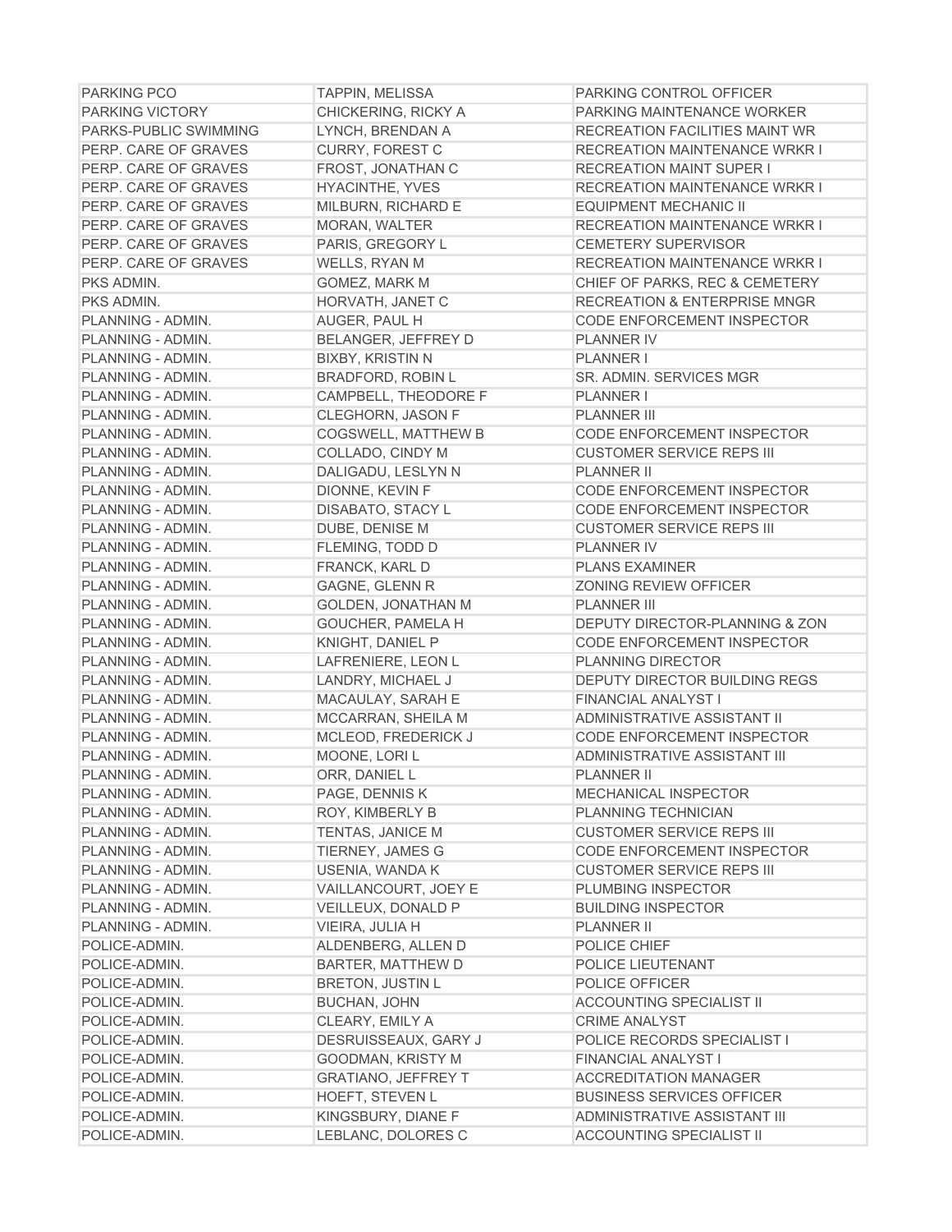| PARKING PCO | TAPPIN, MELISSA | PARKING CONTROL OFFICER |
|---|---|---|
| PARKING VICTORY | CHICKERING, RICKY A | PARKING MAINTENANCE WORKER |
| PARKS-PUBLIC SWIMMING | LYNCH, BRENDAN A | RECREATION FACILITIES MAINT WR |
| PERP. CARE OF GRAVES | CURRY, FOREST C | RECREATION MAINTENANCE WRKR I |
| PERP. CARE OF GRAVES | FROST, JONATHAN C | RECREATION MAINT SUPER I |
| PERP. CARE OF GRAVES | HYACINTHE, YVES | RECREATION MAINTENANCE WRKR I |
| PERP. CARE OF GRAVES | MILBURN, RICHARD E | EQUIPMENT MECHANIC II |
| PERP. CARE OF GRAVES | MORAN, WALTER | RECREATION MAINTENANCE WRKR I |
| PERP. CARE OF GRAVES | PARIS, GREGORY L | CEMETERY SUPERVISOR |
| PERP. CARE OF GRAVES | WELLS, RYAN M | RECREATION MAINTENANCE WRKR I |
| PKS ADMIN. | GOMEZ, MARK M | CHIEF OF PARKS, REC & CEMETERY |
| PKS ADMIN. | HORVATH, JANET C | RECREATION & ENTERPRISE MNGR |
| PLANNING - ADMIN. | AUGER, PAUL H | CODE ENFORCEMENT INSPECTOR |
| PLANNING - ADMIN. | BELANGER, JEFFREY D | PLANNER IV |
| PLANNING - ADMIN. | BIXBY, KRISTIN N | PLANNER I |
| PLANNING - ADMIN. | BRADFORD, ROBIN L | SR. ADMIN. SERVICES MGR |
| PLANNING - ADMIN. | CAMPBELL, THEODORE F | PLANNER I |
| PLANNING - ADMIN. | CLEGHORN, JASON F | PLANNER III |
| PLANNING - ADMIN. | COGSWELL, MATTHEW B | CODE ENFORCEMENT INSPECTOR |
| PLANNING - ADMIN. | COLLADO, CINDY M | CUSTOMER SERVICE REPS III |
| PLANNING - ADMIN. | DALIGADU, LESLYN N | PLANNER II |
| PLANNING - ADMIN. | DIONNE, KEVIN F | CODE ENFORCEMENT INSPECTOR |
| PLANNING - ADMIN. | DISABATO, STACY L | CODE ENFORCEMENT INSPECTOR |
| PLANNING - ADMIN. | DUBE, DENISE M | CUSTOMER SERVICE REPS III |
| PLANNING - ADMIN. | FLEMING, TODD D | PLANNER IV |
| PLANNING - ADMIN. | FRANCK, KARL D | PLANS EXAMINER |
| PLANNING - ADMIN. | GAGNE, GLENN R | ZONING REVIEW OFFICER |
| PLANNING - ADMIN. | GOLDEN, JONATHAN M | PLANNER III |
| PLANNING - ADMIN. | GOUCHER, PAMELA H | DEPUTY DIRECTOR-PLANNING & ZON |
| PLANNING - ADMIN. | KNIGHT, DANIEL P | CODE ENFORCEMENT INSPECTOR |
| PLANNING - ADMIN. | LAFRENIERE, LEON L | PLANNING DIRECTOR |
| PLANNING - ADMIN. | LANDRY, MICHAEL J | DEPUTY DIRECTOR BUILDING REGS |
| PLANNING - ADMIN. | MACAULAY, SARAH E | FINANCIAL ANALYST I |
| PLANNING - ADMIN. | MCCARRAN, SHEILA M | ADMINISTRATIVE ASSISTANT II |
| PLANNING - ADMIN. | MCLEOD, FREDERICK J | CODE ENFORCEMENT INSPECTOR |
| PLANNING - ADMIN. | MOONE, LORI L | ADMINISTRATIVE ASSISTANT III |
| PLANNING - ADMIN. | ORR, DANIEL L | PLANNER II |
| PLANNING - ADMIN. | PAGE, DENNIS K | MECHANICAL INSPECTOR |
| PLANNING - ADMIN. | ROY, KIMBERLY B | PLANNING TECHNICIAN |
| PLANNING - ADMIN. | TENTAS, JANICE M | CUSTOMER SERVICE REPS III |
| PLANNING - ADMIN. | TIERNEY, JAMES G | CODE ENFORCEMENT INSPECTOR |
| PLANNING - ADMIN. | USENIA, WANDA K | CUSTOMER SERVICE REPS III |
| PLANNING - ADMIN. | VAILLANCOURT, JOEY E | PLUMBING INSPECTOR |
| PLANNING - ADMIN. | VEILLEUX, DONALD P | BUILDING INSPECTOR |
| PLANNING - ADMIN. | VIEIRA, JULIA H | PLANNER II |
| POLICE-ADMIN. | ALDENBERG, ALLEN D | POLICE CHIEF |
| POLICE-ADMIN. | BARTER, MATTHEW D | POLICE LIEUTENANT |
| POLICE-ADMIN. | BRETON, JUSTIN L | POLICE OFFICER |
| POLICE-ADMIN. | BUCHAN, JOHN | ACCOUNTING SPECIALIST II |
| POLICE-ADMIN. | CLEARY, EMILY A | CRIME ANALYST |
| POLICE-ADMIN. | DESRUISSEAUX, GARY J | POLICE RECORDS SPECIALIST I |
| POLICE-ADMIN. | GOODMAN, KRISTY M | FINANCIAL ANALYST I |
| POLICE-ADMIN. | GRATIANO, JEFFREY T | ACCREDITATION MANAGER |
| POLICE-ADMIN. | HOEFT, STEVEN L | BUSINESS SERVICES OFFICER |
| POLICE-ADMIN. | KINGSBURY, DIANE F | ADMINISTRATIVE ASSISTANT III |
| POLICE-ADMIN. | LEBLANC, DOLORES C | ACCOUNTING SPECIALIST II |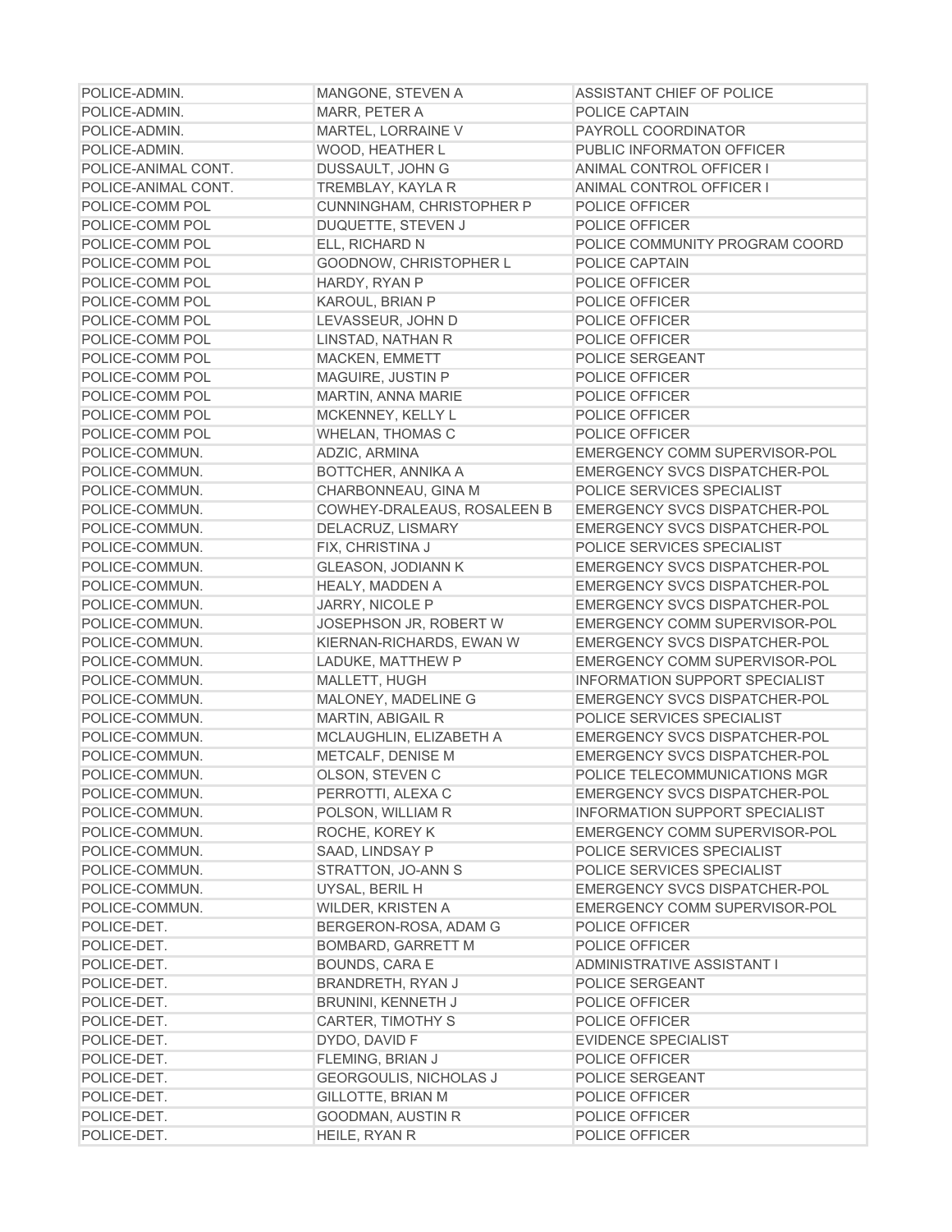| | | |
|---|---|---|
| POLICE-ADMIN. | MANGONE, STEVEN A | ASSISTANT CHIEF OF POLICE |
| POLICE-ADMIN. | MARR, PETER A | POLICE CAPTAIN |
| POLICE-ADMIN. | MARTEL, LORRAINE V | PAYROLL COORDINATOR |
| POLICE-ADMIN. | WOOD, HEATHER L | PUBLIC INFORMATON OFFICER |
| POLICE-ANIMAL CONT. | DUSSAULT, JOHN G | ANIMAL CONTROL OFFICER I |
| POLICE-ANIMAL CONT. | TREMBLAY, KAYLA R | ANIMAL CONTROL OFFICER I |
| POLICE-COMM POL | CUNNINGHAM, CHRISTOPHER P | POLICE OFFICER |
| POLICE-COMM POL | DUQUETTE, STEVEN J | POLICE OFFICER |
| POLICE-COMM POL | ELL, RICHARD N | POLICE COMMUNITY PROGRAM COORD |
| POLICE-COMM POL | GOODNOW, CHRISTOPHER L | POLICE CAPTAIN |
| POLICE-COMM POL | HARDY, RYAN P | POLICE OFFICER |
| POLICE-COMM POL | KAROUL, BRIAN P | POLICE OFFICER |
| POLICE-COMM POL | LEVASSEUR, JOHN D | POLICE OFFICER |
| POLICE-COMM POL | LINSTAD, NATHAN R | POLICE OFFICER |
| POLICE-COMM POL | MACKEN, EMMETT | POLICE SERGEANT |
| POLICE-COMM POL | MAGUIRE, JUSTIN P | POLICE OFFICER |
| POLICE-COMM POL | MARTIN, ANNA MARIE | POLICE OFFICER |
| POLICE-COMM POL | MCKENNEY, KELLY L | POLICE OFFICER |
| POLICE-COMM POL | WHELAN, THOMAS C | POLICE OFFICER |
| POLICE-COMMUN. | ADZIC, ARMINA | EMERGENCY COMM SUPERVISOR-POL |
| POLICE-COMMUN. | BOTTCHER, ANNIKA A | EMERGENCY SVCS DISPATCHER-POL |
| POLICE-COMMUN. | CHARBONNEAU, GINA M | POLICE SERVICES SPECIALIST |
| POLICE-COMMUN. | COWHEY-DRALEAUS, ROSALEEN B | EMERGENCY SVCS DISPATCHER-POL |
| POLICE-COMMUN. | DELACRUZ, LISMARY | EMERGENCY SVCS DISPATCHER-POL |
| POLICE-COMMUN. | FIX, CHRISTINA J | POLICE SERVICES SPECIALIST |
| POLICE-COMMUN. | GLEASON, JODIANN K | EMERGENCY SVCS DISPATCHER-POL |
| POLICE-COMMUN. | HEALY, MADDEN A | EMERGENCY SVCS DISPATCHER-POL |
| POLICE-COMMUN. | JARRY, NICOLE P | EMERGENCY SVCS DISPATCHER-POL |
| POLICE-COMMUN. | JOSEPHSON JR, ROBERT W | EMERGENCY COMM SUPERVISOR-POL |
| POLICE-COMMUN. | KIERNAN-RICHARDS, EWAN W | EMERGENCY SVCS DISPATCHER-POL |
| POLICE-COMMUN. | LADUKE, MATTHEW P | EMERGENCY COMM SUPERVISOR-POL |
| POLICE-COMMUN. | MALLETT, HUGH | INFORMATION SUPPORT SPECIALIST |
| POLICE-COMMUN. | MALONEY, MADELINE G | EMERGENCY SVCS DISPATCHER-POL |
| POLICE-COMMUN. | MARTIN, ABIGAIL R | POLICE SERVICES SPECIALIST |
| POLICE-COMMUN. | MCLAUGHLIN, ELIZABETH A | EMERGENCY SVCS DISPATCHER-POL |
| POLICE-COMMUN. | METCALF, DENISE M | EMERGENCY SVCS DISPATCHER-POL |
| POLICE-COMMUN. | OLSON, STEVEN C | POLICE TELECOMMUNICATIONS MGR |
| POLICE-COMMUN. | PERROTTI, ALEXA C | EMERGENCY SVCS DISPATCHER-POL |
| POLICE-COMMUN. | POLSON, WILLIAM R | INFORMATION SUPPORT SPECIALIST |
| POLICE-COMMUN. | ROCHE, KOREY K | EMERGENCY COMM SUPERVISOR-POL |
| POLICE-COMMUN. | SAAD, LINDSAY P | POLICE SERVICES SPECIALIST |
| POLICE-COMMUN. | STRATTON, JO-ANN S | POLICE SERVICES SPECIALIST |
| POLICE-COMMUN. | UYSAL, BERIL H | EMERGENCY SVCS DISPATCHER-POL |
| POLICE-COMMUN. | WILDER, KRISTEN A | EMERGENCY COMM SUPERVISOR-POL |
| POLICE-DET. | BERGERON-ROSA, ADAM G | POLICE OFFICER |
| POLICE-DET. | BOMBARD, GARRETT M | POLICE OFFICER |
| POLICE-DET. | BOUNDS, CARA E | ADMINISTRATIVE ASSISTANT I |
| POLICE-DET. | BRANDRETH, RYAN J | POLICE SERGEANT |
| POLICE-DET. | BRUNINI, KENNETH J | POLICE OFFICER |
| POLICE-DET. | CARTER, TIMOTHY S | POLICE OFFICER |
| POLICE-DET. | DYDO, DAVID F | EVIDENCE SPECIALIST |
| POLICE-DET. | FLEMING, BRIAN J | POLICE OFFICER |
| POLICE-DET. | GEORGOULIS, NICHOLAS J | POLICE SERGEANT |
| POLICE-DET. | GILLOTTE, BRIAN M | POLICE OFFICER |
| POLICE-DET. | GOODMAN, AUSTIN R | POLICE OFFICER |
| POLICE-DET. | HEILE, RYAN R | POLICE OFFICER |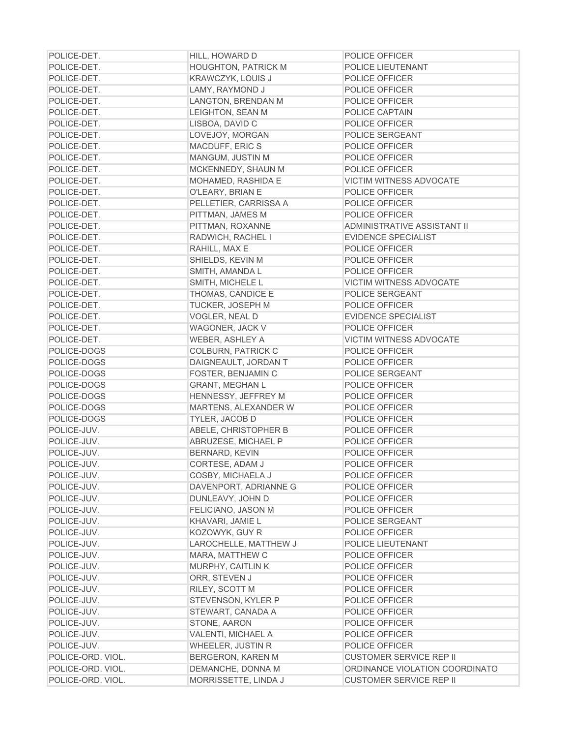| | | |
|---|---|---|
| POLICE-DET. | HILL, HOWARD D | POLICE OFFICER |
| POLICE-DET. | HOUGHTON, PATRICK M | POLICE LIEUTENANT |
| POLICE-DET. | KRAWCZYK, LOUIS J | POLICE OFFICER |
| POLICE-DET. | LAMY, RAYMOND J | POLICE OFFICER |
| POLICE-DET. | LANGTON, BRENDAN M | POLICE OFFICER |
| POLICE-DET. | LEIGHTON, SEAN M | POLICE CAPTAIN |
| POLICE-DET. | LISBOA, DAVID C | POLICE OFFICER |
| POLICE-DET. | LOVEJOY, MORGAN | POLICE SERGEANT |
| POLICE-DET. | MACDUFF, ERIC S | POLICE OFFICER |
| POLICE-DET. | MANGUM, JUSTIN M | POLICE OFFICER |
| POLICE-DET. | MCKENNEDY, SHAUN M | POLICE OFFICER |
| POLICE-DET. | MOHAMED, RASHIDA E | VICTIM WITNESS ADVOCATE |
| POLICE-DET. | O'LEARY, BRIAN E | POLICE OFFICER |
| POLICE-DET. | PELLETIER, CARRISSA A | POLICE OFFICER |
| POLICE-DET. | PITTMAN, JAMES M | POLICE OFFICER |
| POLICE-DET. | PITTMAN, ROXANNE | ADMINISTRATIVE ASSISTANT II |
| POLICE-DET. | RADWICH, RACHEL I | EVIDENCE SPECIALIST |
| POLICE-DET. | RAHILL, MAX E | POLICE OFFICER |
| POLICE-DET. | SHIELDS, KEVIN M | POLICE OFFICER |
| POLICE-DET. | SMITH, AMANDA L | POLICE OFFICER |
| POLICE-DET. | SMITH, MICHELE L | VICTIM WITNESS ADVOCATE |
| POLICE-DET. | THOMAS, CANDICE E | POLICE SERGEANT |
| POLICE-DET. | TUCKER, JOSEPH M | POLICE OFFICER |
| POLICE-DET. | VOGLER, NEAL D | EVIDENCE SPECIALIST |
| POLICE-DET. | WAGONER, JACK V | POLICE OFFICER |
| POLICE-DET. | WEBER, ASHLEY A | VICTIM WITNESS ADVOCATE |
| POLICE-DOGS | COLBURN, PATRICK C | POLICE OFFICER |
| POLICE-DOGS | DAIGNEAULT, JORDAN T | POLICE OFFICER |
| POLICE-DOGS | FOSTER, BENJAMIN C | POLICE SERGEANT |
| POLICE-DOGS | GRANT, MEGHAN L | POLICE OFFICER |
| POLICE-DOGS | HENNESSY, JEFFREY M | POLICE OFFICER |
| POLICE-DOGS | MARTENS, ALEXANDER W | POLICE OFFICER |
| POLICE-DOGS | TYLER, JACOB D | POLICE OFFICER |
| POLICE-JUV. | ABELE, CHRISTOPHER B | POLICE OFFICER |
| POLICE-JUV. | ABRUZESE, MICHAEL P | POLICE OFFICER |
| POLICE-JUV. | BERNARD, KEVIN | POLICE OFFICER |
| POLICE-JUV. | CORTESE, ADAM J | POLICE OFFICER |
| POLICE-JUV. | COSBY, MICHAELA J | POLICE OFFICER |
| POLICE-JUV. | DAVENPORT, ADRIANNE G | POLICE OFFICER |
| POLICE-JUV. | DUNLEAVY, JOHN D | POLICE OFFICER |
| POLICE-JUV. | FELICIANO, JASON M | POLICE OFFICER |
| POLICE-JUV. | KHAVARI, JAMIE L | POLICE SERGEANT |
| POLICE-JUV. | KOZOWYK, GUY R | POLICE OFFICER |
| POLICE-JUV. | LAROCHELLE, MATTHEW J | POLICE LIEUTENANT |
| POLICE-JUV. | MARA, MATTHEW C | POLICE OFFICER |
| POLICE-JUV. | MURPHY, CAITLIN K | POLICE OFFICER |
| POLICE-JUV. | ORR, STEVEN J | POLICE OFFICER |
| POLICE-JUV. | RILEY, SCOTT M | POLICE OFFICER |
| POLICE-JUV. | STEVENSON, KYLER P | POLICE OFFICER |
| POLICE-JUV. | STEWART, CANADA A | POLICE OFFICER |
| POLICE-JUV. | STONE, AARON | POLICE OFFICER |
| POLICE-JUV. | VALENTI, MICHAEL A | POLICE OFFICER |
| POLICE-JUV. | WHEELER, JUSTIN R | POLICE OFFICER |
| POLICE-ORD. VIOL. | BERGERON, KAREN M | CUSTOMER SERVICE REP II |
| POLICE-ORD. VIOL. | DEMANCHE, DONNA M | ORDINANCE VIOLATION COORDINATO |
| POLICE-ORD. VIOL. | MORRISSETTE, LINDA J | CUSTOMER SERVICE REP II |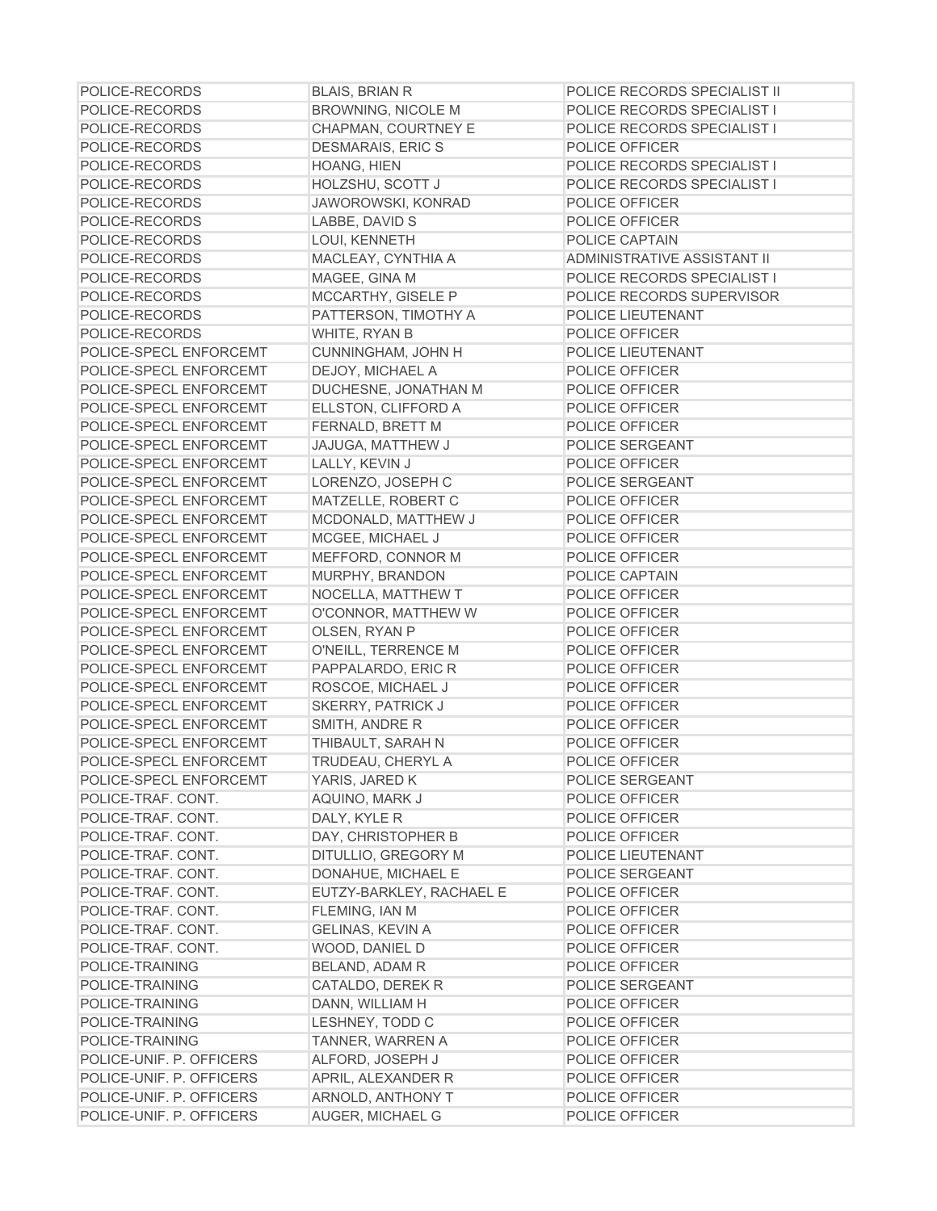| | | |
|---|---|---|
| POLICE-RECORDS | BLAIS, BRIAN R | POLICE RECORDS SPECIALIST II |
| POLICE-RECORDS | BROWNING, NICOLE M | POLICE RECORDS SPECIALIST I |
| POLICE-RECORDS | CHAPMAN, COURTNEY E | POLICE RECORDS SPECIALIST I |
| POLICE-RECORDS | DESMARAIS, ERIC S | POLICE OFFICER |
| POLICE-RECORDS | HOANG, HIEN | POLICE RECORDS SPECIALIST I |
| POLICE-RECORDS | HOLZSHU, SCOTT J | POLICE RECORDS SPECIALIST I |
| POLICE-RECORDS | JAWOROWSKI, KONRAD | POLICE OFFICER |
| POLICE-RECORDS | LABBE, DAVID S | POLICE OFFICER |
| POLICE-RECORDS | LOUI, KENNETH | POLICE CAPTAIN |
| POLICE-RECORDS | MACLEAY, CYNTHIA A | ADMINISTRATIVE ASSISTANT II |
| POLICE-RECORDS | MAGEE, GINA M | POLICE RECORDS SPECIALIST I |
| POLICE-RECORDS | MCCARTHY, GISELE P | POLICE RECORDS SUPERVISOR |
| POLICE-RECORDS | PATTERSON, TIMOTHY A | POLICE LIEUTENANT |
| POLICE-RECORDS | WHITE, RYAN B | POLICE OFFICER |
| POLICE-SPECL ENFORCEMT | CUNNINGHAM, JOHN H | POLICE LIEUTENANT |
| POLICE-SPECL ENFORCEMT | DEJOY, MICHAEL A | POLICE OFFICER |
| POLICE-SPECL ENFORCEMT | DUCHESNE, JONATHAN M | POLICE OFFICER |
| POLICE-SPECL ENFORCEMT | ELLSTON, CLIFFORD A | POLICE OFFICER |
| POLICE-SPECL ENFORCEMT | FERNALD, BRETT M | POLICE OFFICER |
| POLICE-SPECL ENFORCEMT | JAJUGA, MATTHEW J | POLICE SERGEANT |
| POLICE-SPECL ENFORCEMT | LALLY, KEVIN J | POLICE OFFICER |
| POLICE-SPECL ENFORCEMT | LORENZO, JOSEPH C | POLICE SERGEANT |
| POLICE-SPECL ENFORCEMT | MATZELLE, ROBERT C | POLICE OFFICER |
| POLICE-SPECL ENFORCEMT | MCDONALD, MATTHEW J | POLICE OFFICER |
| POLICE-SPECL ENFORCEMT | MCGEE, MICHAEL J | POLICE OFFICER |
| POLICE-SPECL ENFORCEMT | MEFFORD, CONNOR M | POLICE OFFICER |
| POLICE-SPECL ENFORCEMT | MURPHY, BRANDON | POLICE CAPTAIN |
| POLICE-SPECL ENFORCEMT | NOCELLA, MATTHEW T | POLICE OFFICER |
| POLICE-SPECL ENFORCEMT | O'CONNOR, MATTHEW W | POLICE OFFICER |
| POLICE-SPECL ENFORCEMT | OLSEN, RYAN P | POLICE OFFICER |
| POLICE-SPECL ENFORCEMT | O'NEILL, TERRENCE M | POLICE OFFICER |
| POLICE-SPECL ENFORCEMT | PAPPALARDO, ERIC R | POLICE OFFICER |
| POLICE-SPECL ENFORCEMT | ROSCOE, MICHAEL J | POLICE OFFICER |
| POLICE-SPECL ENFORCEMT | SKERRY, PATRICK J | POLICE OFFICER |
| POLICE-SPECL ENFORCEMT | SMITH, ANDRE R | POLICE OFFICER |
| POLICE-SPECL ENFORCEMT | THIBAULT, SARAH N | POLICE OFFICER |
| POLICE-SPECL ENFORCEMT | TRUDEAU, CHERYL A | POLICE OFFICER |
| POLICE-SPECL ENFORCEMT | YARIS, JARED K | POLICE SERGEANT |
| POLICE-TRAF. CONT. | AQUINO, MARK J | POLICE OFFICER |
| POLICE-TRAF. CONT. | DALY, KYLE R | POLICE OFFICER |
| POLICE-TRAF. CONT. | DAY, CHRISTOPHER B | POLICE OFFICER |
| POLICE-TRAF. CONT. | DITULLIO, GREGORY M | POLICE LIEUTENANT |
| POLICE-TRAF. CONT. | DONAHUE, MICHAEL E | POLICE SERGEANT |
| POLICE-TRAF. CONT. | EUTZY-BARKLEY, RACHAEL E | POLICE OFFICER |
| POLICE-TRAF. CONT. | FLEMING, IAN M | POLICE OFFICER |
| POLICE-TRAF. CONT. | GELINAS, KEVIN A | POLICE OFFICER |
| POLICE-TRAF. CONT. | WOOD, DANIEL D | POLICE OFFICER |
| POLICE-TRAINING | BELAND, ADAM R | POLICE OFFICER |
| POLICE-TRAINING | CATALDO, DEREK R | POLICE SERGEANT |
| POLICE-TRAINING | DANN, WILLIAM H | POLICE OFFICER |
| POLICE-TRAINING | LESHNEY, TODD C | POLICE OFFICER |
| POLICE-TRAINING | TANNER, WARREN A | POLICE OFFICER |
| POLICE-UNIF. P. OFFICERS | ALFORD, JOSEPH J | POLICE OFFICER |
| POLICE-UNIF. P. OFFICERS | APRIL, ALEXANDER R | POLICE OFFICER |
| POLICE-UNIF. P. OFFICERS | ARNOLD, ANTHONY T | POLICE OFFICER |
| POLICE-UNIF. P. OFFICERS | AUGER, MICHAEL G | POLICE OFFICER |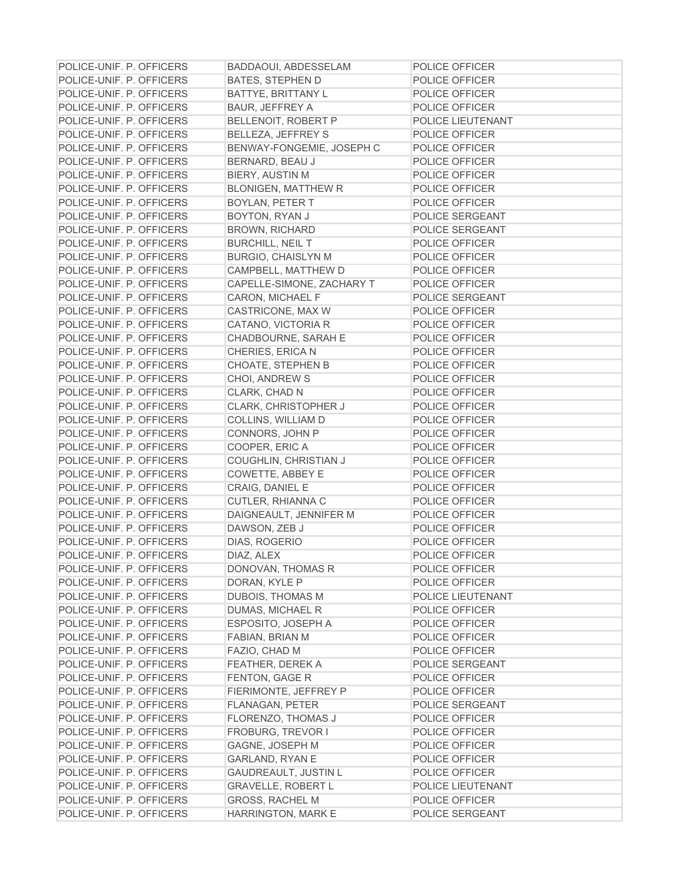| POLICE-UNIF. P. OFFICERS | BADDAOUI, ABDESSELAM | POLICE OFFICER |
|---|---|---|
| POLICE-UNIF. P. OFFICERS | BATES, STEPHEN D | POLICE OFFICER |
| POLICE-UNIF. P. OFFICERS | BATTYE, BRITTANY L | POLICE OFFICER |
| POLICE-UNIF. P. OFFICERS | BAUR, JEFFREY A | POLICE OFFICER |
| POLICE-UNIF. P. OFFICERS | BELLENOIT, ROBERT P | POLICE LIEUTENANT |
| POLICE-UNIF. P. OFFICERS | BELLEZA, JEFFREY S | POLICE OFFICER |
| POLICE-UNIF. P. OFFICERS | BENWAY-FONGEMIE, JOSEPH C | POLICE OFFICER |
| POLICE-UNIF. P. OFFICERS | BERNARD, BEAU J | POLICE OFFICER |
| POLICE-UNIF. P. OFFICERS | BIERY, AUSTIN M | POLICE OFFICER |
| POLICE-UNIF. P. OFFICERS | BLONIGEN, MATTHEW R | POLICE OFFICER |
| POLICE-UNIF. P. OFFICERS | BOYLAN, PETER T | POLICE OFFICER |
| POLICE-UNIF. P. OFFICERS | BOYTON, RYAN J | POLICE SERGEANT |
| POLICE-UNIF. P. OFFICERS | BROWN, RICHARD | POLICE SERGEANT |
| POLICE-UNIF. P. OFFICERS | BURCHILL, NEIL T | POLICE OFFICER |
| POLICE-UNIF. P. OFFICERS | BURGIO, CHAISLYN M | POLICE OFFICER |
| POLICE-UNIF. P. OFFICERS | CAMPBELL, MATTHEW D | POLICE OFFICER |
| POLICE-UNIF. P. OFFICERS | CAPELLE-SIMONE, ZACHARY T | POLICE OFFICER |
| POLICE-UNIF. P. OFFICERS | CARON, MICHAEL F | POLICE SERGEANT |
| POLICE-UNIF. P. OFFICERS | CASTRICONE, MAX W | POLICE OFFICER |
| POLICE-UNIF. P. OFFICERS | CATANO, VICTORIA R | POLICE OFFICER |
| POLICE-UNIF. P. OFFICERS | CHADBOURNE, SARAH E | POLICE OFFICER |
| POLICE-UNIF. P. OFFICERS | CHERIES, ERICA N | POLICE OFFICER |
| POLICE-UNIF. P. OFFICERS | CHOATE, STEPHEN B | POLICE OFFICER |
| POLICE-UNIF. P. OFFICERS | CHOI, ANDREW S | POLICE OFFICER |
| POLICE-UNIF. P. OFFICERS | CLARK, CHAD N | POLICE OFFICER |
| POLICE-UNIF. P. OFFICERS | CLARK, CHRISTOPHER J | POLICE OFFICER |
| POLICE-UNIF. P. OFFICERS | COLLINS, WILLIAM D | POLICE OFFICER |
| POLICE-UNIF. P. OFFICERS | CONNORS, JOHN P | POLICE OFFICER |
| POLICE-UNIF. P. OFFICERS | COOPER, ERIC A | POLICE OFFICER |
| POLICE-UNIF. P. OFFICERS | COUGHLIN, CHRISTIAN J | POLICE OFFICER |
| POLICE-UNIF. P. OFFICERS | COWETTE, ABBEY E | POLICE OFFICER |
| POLICE-UNIF. P. OFFICERS | CRAIG, DANIEL E | POLICE OFFICER |
| POLICE-UNIF. P. OFFICERS | CUTLER, RHIANNA C | POLICE OFFICER |
| POLICE-UNIF. P. OFFICERS | DAIGNEAULT, JENNIFER M | POLICE OFFICER |
| POLICE-UNIF. P. OFFICERS | DAWSON, ZEB J | POLICE OFFICER |
| POLICE-UNIF. P. OFFICERS | DIAS, ROGERIO | POLICE OFFICER |
| POLICE-UNIF. P. OFFICERS | DIAZ, ALEX | POLICE OFFICER |
| POLICE-UNIF. P. OFFICERS | DONOVAN, THOMAS R | POLICE OFFICER |
| POLICE-UNIF. P. OFFICERS | DORAN, KYLE P | POLICE OFFICER |
| POLICE-UNIF. P. OFFICERS | DUBOIS, THOMAS M | POLICE LIEUTENANT |
| POLICE-UNIF. P. OFFICERS | DUMAS, MICHAEL R | POLICE OFFICER |
| POLICE-UNIF. P. OFFICERS | ESPOSITO, JOSEPH A | POLICE OFFICER |
| POLICE-UNIF. P. OFFICERS | FABIAN, BRIAN M | POLICE OFFICER |
| POLICE-UNIF. P. OFFICERS | FAZIO, CHAD M | POLICE OFFICER |
| POLICE-UNIF. P. OFFICERS | FEATHER, DEREK A | POLICE SERGEANT |
| POLICE-UNIF. P. OFFICERS | FENTON, GAGE R | POLICE OFFICER |
| POLICE-UNIF. P. OFFICERS | FIERIMONTE, JEFFREY P | POLICE OFFICER |
| POLICE-UNIF. P. OFFICERS | FLANAGAN, PETER | POLICE SERGEANT |
| POLICE-UNIF. P. OFFICERS | FLORENZO, THOMAS J | POLICE OFFICER |
| POLICE-UNIF. P. OFFICERS | FROBURG, TREVOR I | POLICE OFFICER |
| POLICE-UNIF. P. OFFICERS | GAGNE, JOSEPH M | POLICE OFFICER |
| POLICE-UNIF. P. OFFICERS | GARLAND, RYAN E | POLICE OFFICER |
| POLICE-UNIF. P. OFFICERS | GAUDREAULT, JUSTIN L | POLICE OFFICER |
| POLICE-UNIF. P. OFFICERS | GRAVELLE, ROBERT L | POLICE LIEUTENANT |
| POLICE-UNIF. P. OFFICERS | GROSS, RACHEL M | POLICE OFFICER |
| POLICE-UNIF. P. OFFICERS | HARRINGTON, MARK E | POLICE SERGEANT |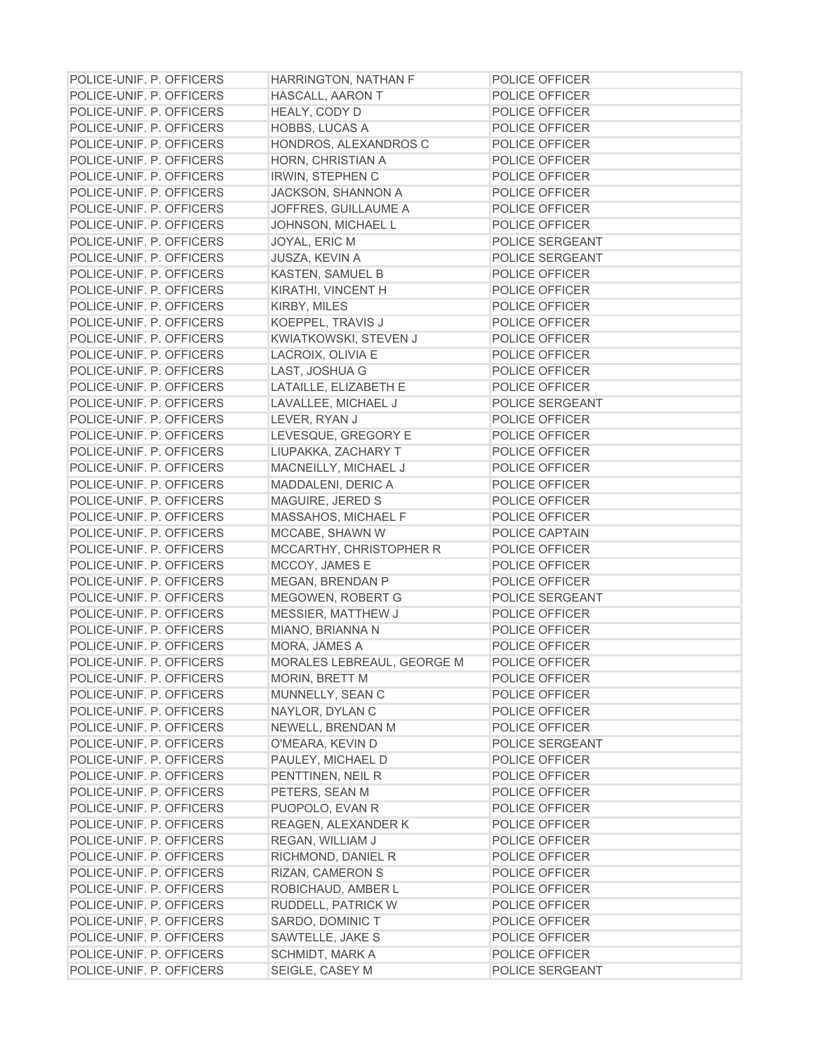| | | |
|---|---|---|
| POLICE-UNIF. P. OFFICERS | HARRINGTON, NATHAN F | POLICE OFFICER |
| POLICE-UNIF. P. OFFICERS | HASCALL, AARON T | POLICE OFFICER |
| POLICE-UNIF. P. OFFICERS | HEALY, CODY D | POLICE OFFICER |
| POLICE-UNIF. P. OFFICERS | HOBBS, LUCAS A | POLICE OFFICER |
| POLICE-UNIF. P. OFFICERS | HONDROS, ALEXANDROS C | POLICE OFFICER |
| POLICE-UNIF. P. OFFICERS | HORN, CHRISTIAN A | POLICE OFFICER |
| POLICE-UNIF. P. OFFICERS | IRWIN, STEPHEN C | POLICE OFFICER |
| POLICE-UNIF. P. OFFICERS | JACKSON, SHANNON A | POLICE OFFICER |
| POLICE-UNIF. P. OFFICERS | JOFFRES, GUILLAUME A | POLICE OFFICER |
| POLICE-UNIF. P. OFFICERS | JOHNSON, MICHAEL L | POLICE OFFICER |
| POLICE-UNIF. P. OFFICERS | JOYAL, ERIC M | POLICE SERGEANT |
| POLICE-UNIF. P. OFFICERS | JUSZA, KEVIN A | POLICE SERGEANT |
| POLICE-UNIF. P. OFFICERS | KASTEN, SAMUEL B | POLICE OFFICER |
| POLICE-UNIF. P. OFFICERS | KIRATHI, VINCENT H | POLICE OFFICER |
| POLICE-UNIF. P. OFFICERS | KIRBY, MILES | POLICE OFFICER |
| POLICE-UNIF. P. OFFICERS | KOEPPEL, TRAVIS J | POLICE OFFICER |
| POLICE-UNIF. P. OFFICERS | KWIATKOWSKI, STEVEN J | POLICE OFFICER |
| POLICE-UNIF. P. OFFICERS | LACROIX, OLIVIA E | POLICE OFFICER |
| POLICE-UNIF. P. OFFICERS | LAST, JOSHUA G | POLICE OFFICER |
| POLICE-UNIF. P. OFFICERS | LATAILLE, ELIZABETH E | POLICE OFFICER |
| POLICE-UNIF. P. OFFICERS | LAVALLEE, MICHAEL J | POLICE SERGEANT |
| POLICE-UNIF. P. OFFICERS | LEVER, RYAN J | POLICE OFFICER |
| POLICE-UNIF. P. OFFICERS | LEVESQUE, GREGORY E | POLICE OFFICER |
| POLICE-UNIF. P. OFFICERS | LIUPAKKA, ZACHARY T | POLICE OFFICER |
| POLICE-UNIF. P. OFFICERS | MACNEILLY, MICHAEL J | POLICE OFFICER |
| POLICE-UNIF. P. OFFICERS | MADDALENI, DERIC A | POLICE OFFICER |
| POLICE-UNIF. P. OFFICERS | MAGUIRE, JERED S | POLICE OFFICER |
| POLICE-UNIF. P. OFFICERS | MASSAHOS, MICHAEL F | POLICE OFFICER |
| POLICE-UNIF. P. OFFICERS | MCCABE, SHAWN W | POLICE CAPTAIN |
| POLICE-UNIF. P. OFFICERS | MCCARTHY, CHRISTOPHER R | POLICE OFFICER |
| POLICE-UNIF. P. OFFICERS | MCCOY, JAMES E | POLICE OFFICER |
| POLICE-UNIF. P. OFFICERS | MEGAN, BRENDAN P | POLICE OFFICER |
| POLICE-UNIF. P. OFFICERS | MEGOWEN, ROBERT G | POLICE SERGEANT |
| POLICE-UNIF. P. OFFICERS | MESSIER, MATTHEW J | POLICE OFFICER |
| POLICE-UNIF. P. OFFICERS | MIANO, BRIANNA N | POLICE OFFICER |
| POLICE-UNIF. P. OFFICERS | MORA, JAMES A | POLICE OFFICER |
| POLICE-UNIF. P. OFFICERS | MORALES LEBREAUL, GEORGE M | POLICE OFFICER |
| POLICE-UNIF. P. OFFICERS | MORIN, BRETT M | POLICE OFFICER |
| POLICE-UNIF. P. OFFICERS | MUNNELLY, SEAN C | POLICE OFFICER |
| POLICE-UNIF. P. OFFICERS | NAYLOR, DYLAN C | POLICE OFFICER |
| POLICE-UNIF. P. OFFICERS | NEWELL, BRENDAN M | POLICE OFFICER |
| POLICE-UNIF. P. OFFICERS | O'MEARA, KEVIN D | POLICE SERGEANT |
| POLICE-UNIF. P. OFFICERS | PAULEY, MICHAEL D | POLICE OFFICER |
| POLICE-UNIF. P. OFFICERS | PENTTINEN, NEIL R | POLICE OFFICER |
| POLICE-UNIF. P. OFFICERS | PETERS, SEAN M | POLICE OFFICER |
| POLICE-UNIF. P. OFFICERS | PUOPOLO, EVAN R | POLICE OFFICER |
| POLICE-UNIF. P. OFFICERS | REAGEN, ALEXANDER K | POLICE OFFICER |
| POLICE-UNIF. P. OFFICERS | REGAN, WILLIAM J | POLICE OFFICER |
| POLICE-UNIF. P. OFFICERS | RICHMOND, DANIEL R | POLICE OFFICER |
| POLICE-UNIF. P. OFFICERS | RIZAN, CAMERON S | POLICE OFFICER |
| POLICE-UNIF. P. OFFICERS | ROBICHAUD, AMBER L | POLICE OFFICER |
| POLICE-UNIF. P. OFFICERS | RUDDELL, PATRICK W | POLICE OFFICER |
| POLICE-UNIF. P. OFFICERS | SARDO, DOMINIC T | POLICE OFFICER |
| POLICE-UNIF. P. OFFICERS | SAWTELLE, JAKE S | POLICE OFFICER |
| POLICE-UNIF. P. OFFICERS | SCHMIDT, MARK A | POLICE OFFICER |
| POLICE-UNIF. P. OFFICERS | SEIGLE, CASEY M | POLICE SERGEANT |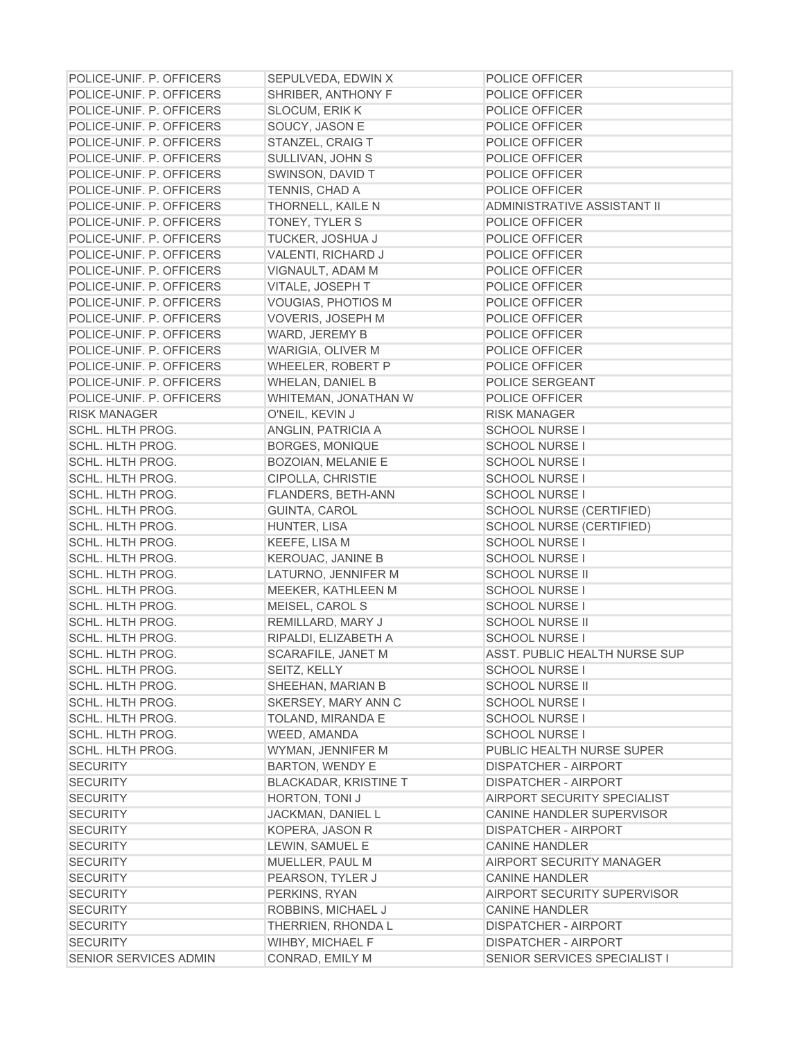| | | |
|---|---|---|
| POLICE-UNIF. P. OFFICERS | SEPULVEDA, EDWIN X | POLICE OFFICER |
| POLICE-UNIF. P. OFFICERS | SHRIBER, ANTHONY F | POLICE OFFICER |
| POLICE-UNIF. P. OFFICERS | SLOCUM, ERIK K | POLICE OFFICER |
| POLICE-UNIF. P. OFFICERS | SOUCY, JASON E | POLICE OFFICER |
| POLICE-UNIF. P. OFFICERS | STANZEL, CRAIG T | POLICE OFFICER |
| POLICE-UNIF. P. OFFICERS | SULLIVAN, JOHN S | POLICE OFFICER |
| POLICE-UNIF. P. OFFICERS | SWINSON, DAVID T | POLICE OFFICER |
| POLICE-UNIF. P. OFFICERS | TENNIS, CHAD A | POLICE OFFICER |
| POLICE-UNIF. P. OFFICERS | THORNELL, KAILE N | ADMINISTRATIVE ASSISTANT II |
| POLICE-UNIF. P. OFFICERS | TONEY, TYLER S | POLICE OFFICER |
| POLICE-UNIF. P. OFFICERS | TUCKER, JOSHUA J | POLICE OFFICER |
| POLICE-UNIF. P. OFFICERS | VALENTI, RICHARD J | POLICE OFFICER |
| POLICE-UNIF. P. OFFICERS | VIGNAULT, ADAM M | POLICE OFFICER |
| POLICE-UNIF. P. OFFICERS | VITALE, JOSEPH T | POLICE OFFICER |
| POLICE-UNIF. P. OFFICERS | VOUGIAS, PHOTIOS M | POLICE OFFICER |
| POLICE-UNIF. P. OFFICERS | VOVERIS, JOSEPH M | POLICE OFFICER |
| POLICE-UNIF. P. OFFICERS | WARD, JEREMY B | POLICE OFFICER |
| POLICE-UNIF. P. OFFICERS | WARIGIA, OLIVER M | POLICE OFFICER |
| POLICE-UNIF. P. OFFICERS | WHEELER, ROBERT P | POLICE OFFICER |
| POLICE-UNIF. P. OFFICERS | WHELAN, DANIEL B | POLICE SERGEANT |
| POLICE-UNIF. P. OFFICERS | WHITEMAN, JONATHAN W | POLICE OFFICER |
| RISK MANAGER | O'NEIL, KEVIN J | RISK MANAGER |
| SCHL. HLTH PROG. | ANGLIN, PATRICIA A | SCHOOL NURSE I |
| SCHL. HLTH PROG. | BORGES, MONIQUE | SCHOOL NURSE I |
| SCHL. HLTH PROG. | BOZOIAN, MELANIE E | SCHOOL NURSE I |
| SCHL. HLTH PROG. | CIPOLLA, CHRISTIE | SCHOOL NURSE I |
| SCHL. HLTH PROG. | FLANDERS, BETH-ANN | SCHOOL NURSE I |
| SCHL. HLTH PROG. | GUINTA, CAROL | SCHOOL NURSE (CERTIFIED) |
| SCHL. HLTH PROG. | HUNTER, LISA | SCHOOL NURSE (CERTIFIED) |
| SCHL. HLTH PROG. | KEEFE, LISA M | SCHOOL NURSE I |
| SCHL. HLTH PROG. | KEROUAC, JANINE B | SCHOOL NURSE I |
| SCHL. HLTH PROG. | LATURNO, JENNIFER M | SCHOOL NURSE II |
| SCHL. HLTH PROG. | MEEKER, KATHLEEN M | SCHOOL NURSE I |
| SCHL. HLTH PROG. | MEISEL, CAROL S | SCHOOL NURSE I |
| SCHL. HLTH PROG. | REMILLARD, MARY J | SCHOOL NURSE II |
| SCHL. HLTH PROG. | RIPALDI, ELIZABETH A | SCHOOL NURSE I |
| SCHL. HLTH PROG. | SCARAFILE, JANET M | ASST. PUBLIC HEALTH NURSE SUP |
| SCHL. HLTH PROG. | SEITZ, KELLY | SCHOOL NURSE I |
| SCHL. HLTH PROG. | SHEEHAN, MARIAN B | SCHOOL NURSE II |
| SCHL. HLTH PROG. | SKERSEY, MARY ANN C | SCHOOL NURSE I |
| SCHL. HLTH PROG. | TOLAND, MIRANDA E | SCHOOL NURSE I |
| SCHL. HLTH PROG. | WEED, AMANDA | SCHOOL NURSE I |
| SCHL. HLTH PROG. | WYMAN, JENNIFER M | PUBLIC HEALTH NURSE SUPER |
| SECURITY | BARTON, WENDY E | DISPATCHER - AIRPORT |
| SECURITY | BLACKADAR, KRISTINE T | DISPATCHER - AIRPORT |
| SECURITY | HORTON, TONI J | AIRPORT SECURITY SPECIALIST |
| SECURITY | JACKMAN, DANIEL L | CANINE HANDLER SUPERVISOR |
| SECURITY | KOPERA, JASON R | DISPATCHER - AIRPORT |
| SECURITY | LEWIN, SAMUEL E | CANINE HANDLER |
| SECURITY | MUELLER, PAUL M | AIRPORT SECURITY MANAGER |
| SECURITY | PEARSON, TYLER J | CANINE HANDLER |
| SECURITY | PERKINS, RYAN | AIRPORT SECURITY SUPERVISOR |
| SECURITY | ROBBINS, MICHAEL J | CANINE HANDLER |
| SECURITY | THERRIEN, RHONDA L | DISPATCHER - AIRPORT |
| SECURITY | WIHBY, MICHAEL F | DISPATCHER - AIRPORT |
| SENIOR SERVICES ADMIN | CONRAD, EMILY M | SENIOR SERVICES SPECIALIST I |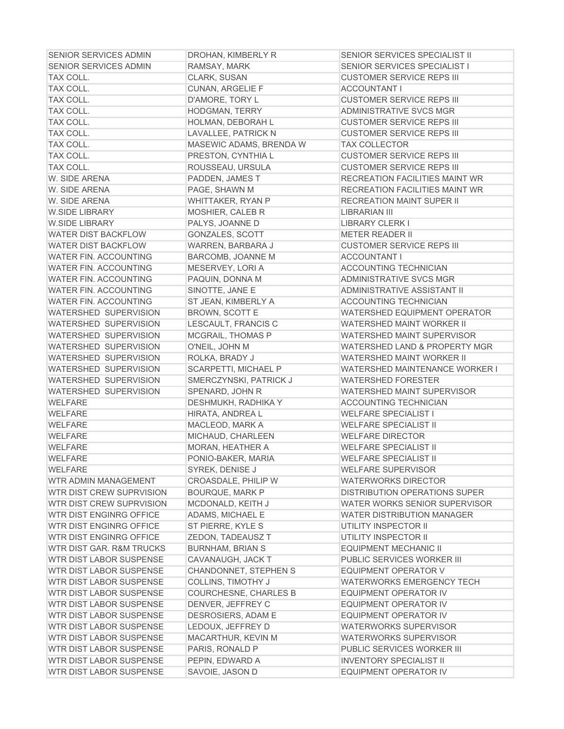| | | |
|---|---|---|
| SENIOR SERVICES ADMIN | DROHAN, KIMBERLY R | SENIOR SERVICES SPECIALIST II |
| SENIOR SERVICES ADMIN | RAMSAY, MARK | SENIOR SERVICES SPECIALIST I |
| TAX COLL. | CLARK, SUSAN | CUSTOMER SERVICE REPS III |
| TAX COLL. | CUNAN, ARGELIE F | ACCOUNTANT I |
| TAX COLL. | D'AMORE, TORY L | CUSTOMER SERVICE REPS III |
| TAX COLL. | HODGMAN, TERRY | ADMINISTRATIVE SVCS MGR |
| TAX COLL. | HOLMAN, DEBORAH L | CUSTOMER SERVICE REPS III |
| TAX COLL. | LAVALLEE, PATRICK N | CUSTOMER SERVICE REPS III |
| TAX COLL. | MASEWIC ADAMS, BRENDA W | TAX COLLECTOR |
| TAX COLL. | PRESTON, CYNTHIA L | CUSTOMER SERVICE REPS III |
| TAX COLL. | ROUSSEAU, URSULA | CUSTOMER SERVICE REPS III |
| W. SIDE ARENA | PADDEN, JAMES T | RECREATION FACILITIES MAINT WR |
| W. SIDE ARENA | PAGE, SHAWN M | RECREATION FACILITIES MAINT WR |
| W. SIDE ARENA | WHITTAKER, RYAN P | RECREATION MAINT SUPER II |
| W.SIDE LIBRARY | MOSHIER, CALEB R | LIBRARIAN III |
| W.SIDE LIBRARY | PALYS, JOANNE D | LIBRARY CLERK I |
| WATER DIST BACKFLOW | GONZALES, SCOTT | METER READER II |
| WATER DIST BACKFLOW | WARREN, BARBARA J | CUSTOMER SERVICE REPS III |
| WATER FIN. ACCOUNTING | BARCOMB, JOANNE M | ACCOUNTANT I |
| WATER FIN. ACCOUNTING | MESERVEY, LORI A | ACCOUNTING TECHNICIAN |
| WATER FIN. ACCOUNTING | PAQUIN, DONNA M | ADMINISTRATIVE SVCS MGR |
| WATER FIN. ACCOUNTING | SINOTTE, JANE E | ADMINISTRATIVE ASSISTANT II |
| WATER FIN. ACCOUNTING | ST JEAN, KIMBERLY A | ACCOUNTING TECHNICIAN |
| WATERSHED SUPERVISION | BROWN, SCOTT E | WATERSHED EQUIPMENT OPERATOR |
| WATERSHED SUPERVISION | LESCAULT, FRANCIS C | WATERSHED MAINT WORKER II |
| WATERSHED SUPERVISION | MCGRAIL, THOMAS P | WATERSHED MAINT SUPERVISOR |
| WATERSHED SUPERVISION | O'NEIL, JOHN M | WATERSHED LAND & PROPERTY MGR |
| WATERSHED SUPERVISION | ROLKA, BRADY J | WATERSHED MAINT WORKER II |
| WATERSHED SUPERVISION | SCARPETTI, MICHAEL P | WATERSHED MAINTENANCE WORKER I |
| WATERSHED SUPERVISION | SMERCZYNSKI, PATRICK J | WATERSHED FORESTER |
| WATERSHED SUPERVISION | SPENARD, JOHN R | WATERSHED MAINT SUPERVISOR |
| WELFARE | DESHMUKH, RADHIKA Y | ACCOUNTING TECHNICIAN |
| WELFARE | HIRATA, ANDREA L | WELFARE SPECIALIST I |
| WELFARE | MACLEOD, MARK A | WELFARE SPECIALIST II |
| WELFARE | MICHAUD, CHARLEEN | WELFARE DIRECTOR |
| WELFARE | MORAN, HEATHER A | WELFARE SPECIALIST II |
| WELFARE | PONIO-BAKER, MARIA | WELFARE SPECIALIST II |
| WELFARE | SYREK, DENISE J | WELFARE SUPERVISOR |
| WTR ADMIN MANAGEMENT | CROASDALE, PHILIP W | WATERWORKS DIRECTOR |
| WTR DIST CREW SUPRVISION | BOURQUE, MARK P | DISTRIBUTION OPERATIONS SUPER |
| WTR DIST CREW SUPRVISION | MCDONALD, KEITH J | WATER WORKS SENIOR SUPERVISOR |
| WTR DIST ENGINRG OFFICE | ADAMS, MICHAEL E | WATER DISTRIBUTION MANAGER |
| WTR DIST ENGINRG OFFICE | ST PIERRE, KYLE S | UTILITY INSPECTOR II |
| WTR DIST ENGINRG OFFICE | ZEDON, TADEAUSZ T | UTILITY INSPECTOR II |
| WTR DIST GAR. R&M TRUCKS | BURNHAM, BRIAN S | EQUIPMENT MECHANIC II |
| WTR DIST LABOR SUSPENSE | CAVANAUGH, JACK T | PUBLIC SERVICES WORKER III |
| WTR DIST LABOR SUSPENSE | CHANDONNET, STEPHEN S | EQUIPMENT OPERATOR V |
| WTR DIST LABOR SUSPENSE | COLLINS, TIMOTHY J | WATERWORKS EMERGENCY TECH |
| WTR DIST LABOR SUSPENSE | COURCHESNE, CHARLES B | EQUIPMENT OPERATOR IV |
| WTR DIST LABOR SUSPENSE | DENVER, JEFFREY C | EQUIPMENT OPERATOR IV |
| WTR DIST LABOR SUSPENSE | DESROSIERS, ADAM E | EQUIPMENT OPERATOR IV |
| WTR DIST LABOR SUSPENSE | LEDOUX, JEFFREY D | WATERWORKS SUPERVISOR |
| WTR DIST LABOR SUSPENSE | MACARTHUR, KEVIN M | WATERWORKS SUPERVISOR |
| WTR DIST LABOR SUSPENSE | PARIS, RONALD P | PUBLIC SERVICES WORKER III |
| WTR DIST LABOR SUSPENSE | PEPIN, EDWARD A | INVENTORY SPECIALIST II |
| WTR DIST LABOR SUSPENSE | SAVOIE, JASON D | EQUIPMENT OPERATOR IV |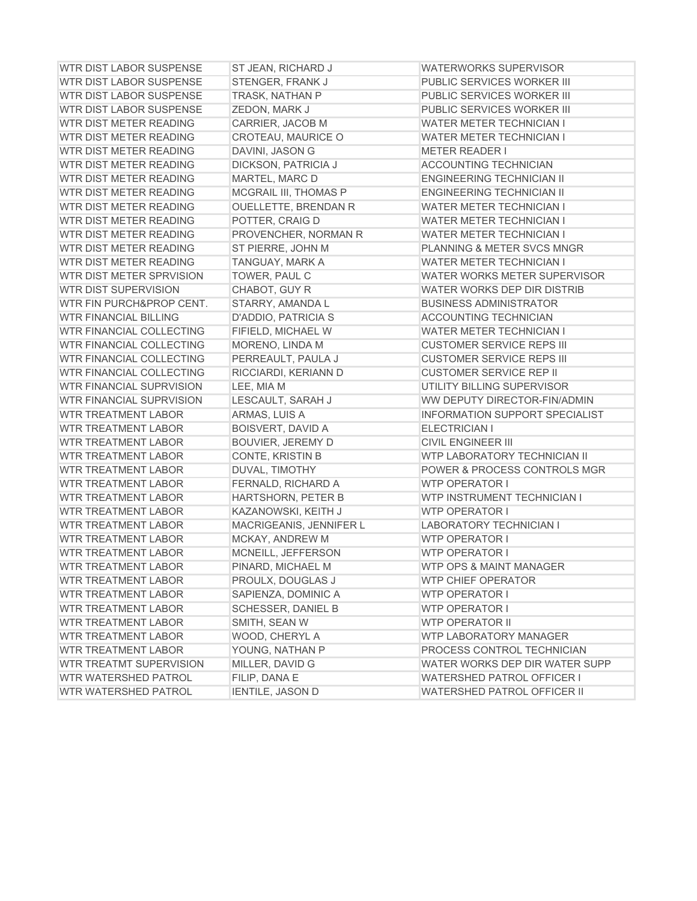| | | |
|---|---|---|
| WTR DIST LABOR SUSPENSE | ST JEAN, RICHARD J | WATERWORKS SUPERVISOR |
| WTR DIST LABOR SUSPENSE | STENGER, FRANK J | PUBLIC SERVICES WORKER III |
| WTR DIST LABOR SUSPENSE | TRASK, NATHAN P | PUBLIC SERVICES WORKER III |
| WTR DIST LABOR SUSPENSE | ZEDON, MARK J | PUBLIC SERVICES WORKER III |
| WTR DIST METER READING | CARRIER, JACOB M | WATER METER TECHNICIAN I |
| WTR DIST METER READING | CROTEAU, MAURICE O | WATER METER TECHNICIAN I |
| WTR DIST METER READING | DAVINI, JASON G | METER READER I |
| WTR DIST METER READING | DICKSON, PATRICIA J | ACCOUNTING TECHNICIAN |
| WTR DIST METER READING | MARTEL, MARC D | ENGINEERING TECHNICIAN II |
| WTR DIST METER READING | MCGRAIL III, THOMAS P | ENGINEERING TECHNICIAN II |
| WTR DIST METER READING | OUELLETTE, BRENDAN R | WATER METER TECHNICIAN I |
| WTR DIST METER READING | POTTER, CRAIG D | WATER METER TECHNICIAN I |
| WTR DIST METER READING | PROVENCHER, NORMAN R | WATER METER TECHNICIAN I |
| WTR DIST METER READING | ST PIERRE, JOHN M | PLANNING & METER SVCS MNGR |
| WTR DIST METER READING | TANGUAY, MARK A | WATER METER TECHNICIAN I |
| WTR DIST METER SPRVISION | TOWER, PAUL C | WATER WORKS METER SUPERVISOR |
| WTR DIST SUPERVISION | CHABOT, GUY R | WATER WORKS DEP DIR DISTRIB |
| WTR FIN PURCH&PROP CENT. | STARRY, AMANDA L | BUSINESS ADMINISTRATOR |
| WTR FINANCIAL BILLING | D'ADDIO, PATRICIA S | ACCOUNTING TECHNICIAN |
| WTR FINANCIAL COLLECTING | FIFIELD, MICHAEL W | WATER METER TECHNICIAN I |
| WTR FINANCIAL COLLECTING | MORENO, LINDA M | CUSTOMER SERVICE REPS III |
| WTR FINANCIAL COLLECTING | PERREAULT, PAULA J | CUSTOMER SERVICE REPS III |
| WTR FINANCIAL COLLECTING | RICCIARDI, KERIANN D | CUSTOMER SERVICE REP II |
| WTR FINANCIAL SUPRVISION | LEE, MIA M | UTILITY BILLING SUPERVISOR |
| WTR FINANCIAL SUPRVISION | LESCAULT, SARAH J | WW DEPUTY DIRECTOR-FIN/ADMIN |
| WTR TREATMENT LABOR | ARMAS, LUIS A | INFORMATION SUPPORT SPECIALIST |
| WTR TREATMENT LABOR | BOISVERT, DAVID A | ELECTRICIAN I |
| WTR TREATMENT LABOR | BOUVIER, JEREMY D | CIVIL ENGINEER III |
| WTR TREATMENT LABOR | CONTE, KRISTIN B | WTP LABORATORY TECHNICIAN II |
| WTR TREATMENT LABOR | DUVAL, TIMOTHY | POWER & PROCESS CONTROLS MGR |
| WTR TREATMENT LABOR | FERNALD, RICHARD A | WTP OPERATOR I |
| WTR TREATMENT LABOR | HARTSHORN, PETER B | WTP INSTRUMENT TECHNICIAN I |
| WTR TREATMENT LABOR | KAZANOWSKI, KEITH J | WTP OPERATOR I |
| WTR TREATMENT LABOR | MACRIGEANIS, JENNIFER L | LABORATORY TECHNICIAN I |
| WTR TREATMENT LABOR | MCKAY, ANDREW M | WTP OPERATOR I |
| WTR TREATMENT LABOR | MCNEILL, JEFFERSON | WTP OPERATOR I |
| WTR TREATMENT LABOR | PINARD, MICHAEL M | WTP OPS & MAINT MANAGER |
| WTR TREATMENT LABOR | PROULX, DOUGLAS J | WTP CHIEF OPERATOR |
| WTR TREATMENT LABOR | SAPIENZA, DOMINIC A | WTP OPERATOR I |
| WTR TREATMENT LABOR | SCHESSER, DANIEL B | WTP OPERATOR I |
| WTR TREATMENT LABOR | SMITH, SEAN W | WTP OPERATOR II |
| WTR TREATMENT LABOR | WOOD, CHERYL A | WTP LABORATORY MANAGER |
| WTR TREATMENT LABOR | YOUNG, NATHAN P | PROCESS CONTROL TECHNICIAN |
| WTR TREATMT SUPERVISION | MILLER, DAVID G | WATER WORKS DEP DIR WATER SUPP |
| WTR WATERSHED PATROL | FILIP, DANA E | WATERSHED PATROL OFFICER I |
| WTR WATERSHED PATROL | IENTILE, JASON D | WATERSHED PATROL OFFICER II |